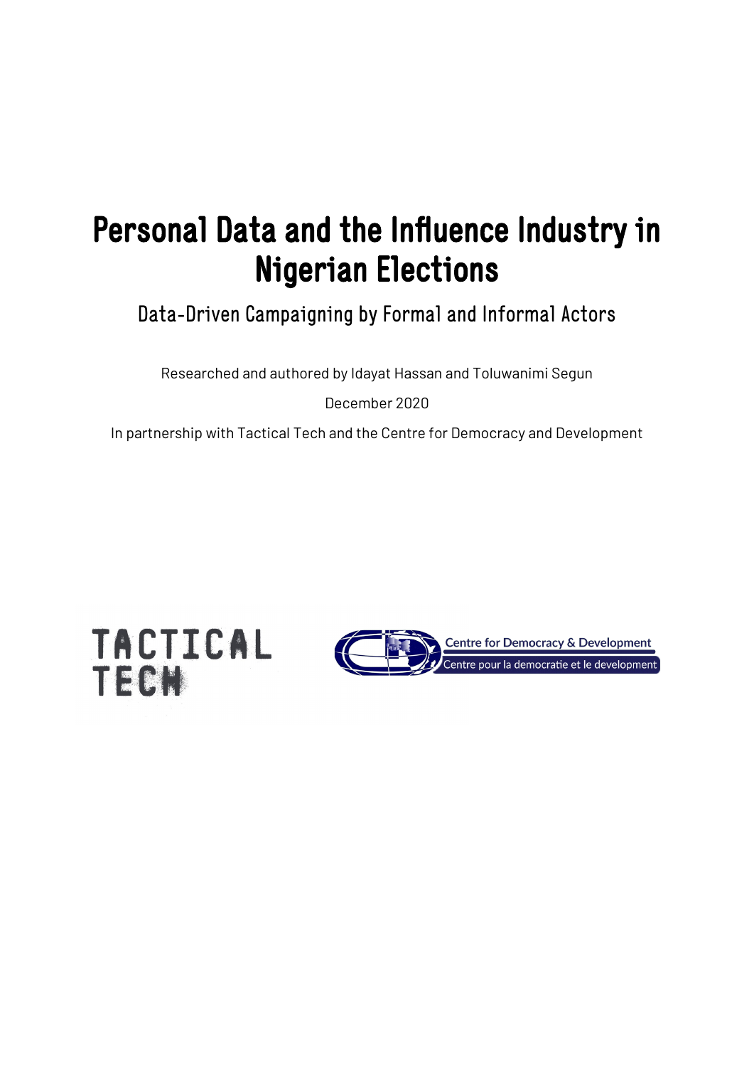# Personal Data and the Influence Industry in Nigerian Elections

## Data-Driven Campaigning by Formal and Informal Actors

Researched and authored by Idayat Hassan and Toluwanimi Segun

December 2020

In partnership with Tactical Tech and the Centre for Democracy and Development

TACTICAL TECH

Centre for Democracy & Development

Centre pour la democratie et le development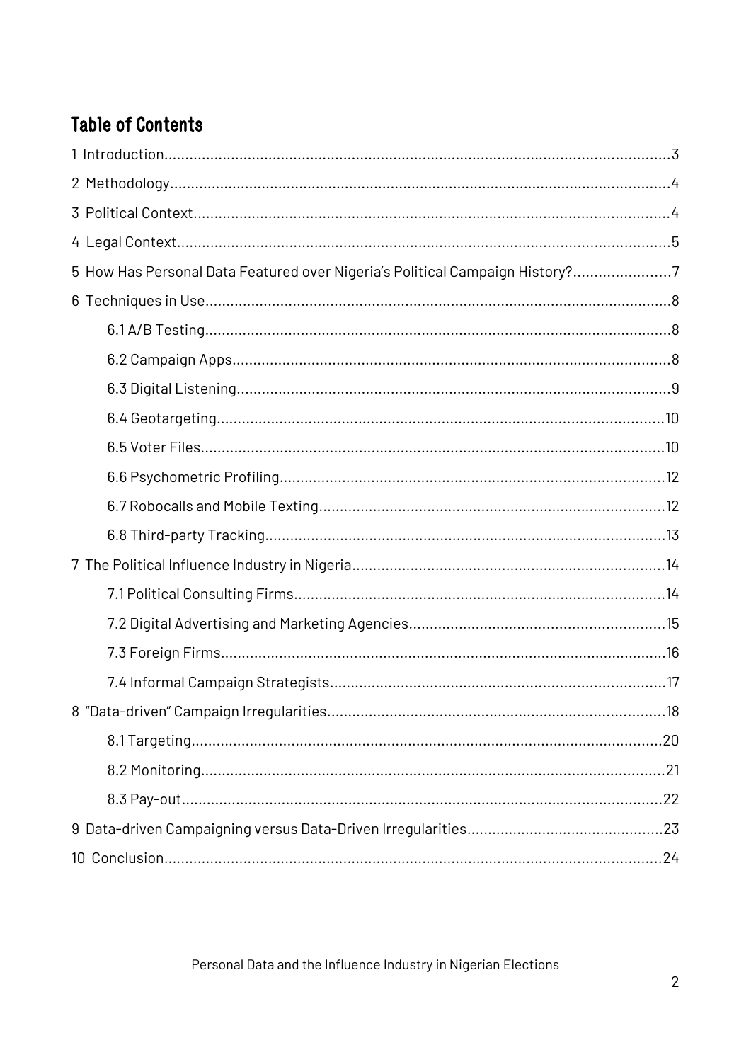## Table of Contents

1 Introduction.....3

2 Methodology.....4

3 Political Context.....4

4 Legal Context.....5

5 How Has Personal Data Featured over Nigeria's Political Campaign History?.....7

6 Techniques in Use.....8

- 6.1 A/B Testing.....8
- 6.2 Campaign Apps.....8
- 6.3 Digital Listening.....9
- 6.4 Geotargeting.....10
- 6.5 Voter Files.....10
- 6.6 Psychometric Profiling.....12
- 6.7 Robocalls and Mobile Texting.....12
- 6.8 Third-party Tracking.....13

7 The Political Influence Industry in Nigeria.....14

- 7.1 Political Consulting Firms.....14
- 7.2 Digital Advertising and Marketing Agencies.....15
- 7.3 Foreign Firms.....16
- 7.4 Informal Campaign Strategists.....17

8 "Data-driven" Campaign Irregularities.....18

- 8.1 Targeting.....20
- 8.2 Monitoring.....21
- 8.3 Pay-out.....22

9 Data-driven Campaigning versus Data-Driven Irregularities.....23

10 Conclusion.....24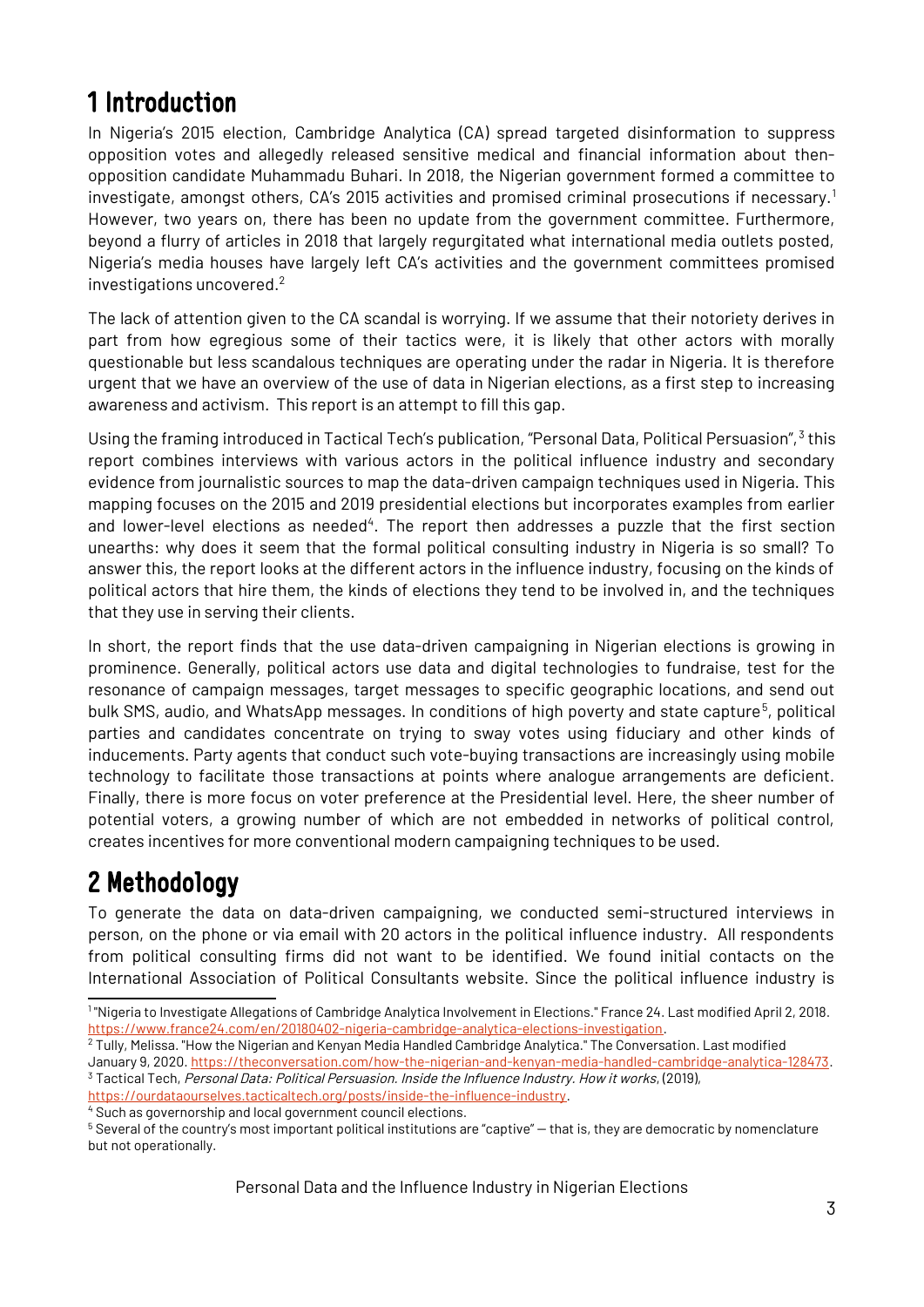# 1 Introduction

In Nigeria's 2015 election, Cambridge Analytica (CA) spread targeted disinformation to suppress opposition votes and allegedly released sensitive medical and financial information about then-opposition candidate Muhammadu Buhari. In 2018, the Nigerian government formed a committee to investigate, amongst others, CA's 2015 activities and promised criminal prosecutions if necessary.[1] However, two years on, there has been no update from the government committee. Furthermore, beyond a flurry of articles in 2018 that largely regurgitated what international media outlets posted, Nigeria's media houses have largely left CA's activities and the government committees promised investigations uncovered.[2]

The lack of attention given to the CA scandal is worrying. If we assume that their notoriety derives in part from how egregious some of their tactics were, it is likely that other actors with morally questionable but less scandalous techniques are operating under the radar in Nigeria. It is therefore urgent that we have an overview of the use of data in Nigerian elections, as a first step to increasing awareness and activism. This report is an attempt to fill this gap.

Using the framing introduced in Tactical Tech's publication, "Personal Data, Political Persuasion",[3] this report combines interviews with various actors in the political influence industry and secondary evidence from journalistic sources to map the data-driven campaign techniques used in Nigeria. This mapping focuses on the 2015 and 2019 presidential elections but incorporates examples from earlier and lower-level elections as needed[4]. The report then addresses a puzzle that the first section unearths: why does it seem that the formal political consulting industry in Nigeria is so small? To answer this, the report looks at the different actors in the influence industry, focusing on the kinds of political actors that hire them, the kinds of elections they tend to be involved in, and the techniques that they use in serving their clients.

In short, the report finds that the use data-driven campaigning in Nigerian elections is growing in prominence. Generally, political actors use data and digital technologies to fundraise, test for the resonance of campaign messages, target messages to specific geographic locations, and send out bulk SMS, audio, and WhatsApp messages. In conditions of high poverty and state capture[5], political parties and candidates concentrate on trying to sway votes using fiduciary and other kinds of inducements. Party agents that conduct such vote-buying transactions are increasingly using mobile technology to facilitate those transactions at points where analogue arrangements are deficient. Finally, there is more focus on voter preference at the Presidential level. Here, the sheer number of potential voters, a growing number of which are not embedded in networks of political control, creates incentives for more conventional modern campaigning techniques to be used.

# 2 Methodology

To generate the data on data-driven campaigning, we conducted semi-structured interviews in person, on the phone or via email with 20 actors in the political influence industry. All respondents from political consulting firms did not want to be identified. We found initial contacts on the International Association of Political Consultants website. Since the political influence industry is

---

[1] "Nigeria to Investigate Allegations of Cambridge Analytica Involvement in Elections." France 24. Last modified April 2, 2018. https://www.france24.com/en/20180402-nigeria-cambridge-analytica-elections-investigation.

[2] Tully, Melissa. "How the Nigerian and Kenyan Media Handled Cambridge Analytica." The Conversation. Last modified January 9, 2020. https://theconversation.com/how-the-nigerian-and-kenyan-media-handled-cambridge-analytica-128473.

[3] Tactical Tech, *Personal Data: Political Persuasion. Inside the Influence Industry. How it works*, (2019), https://ourdataourselves.tacticaltech.org/posts/inside-the-influence-industry.

[4] Such as governorship and local government council elections.

[5] Several of the country's most important political institutions are "captive" — that is, they are democratic by nomenclature but not operationally.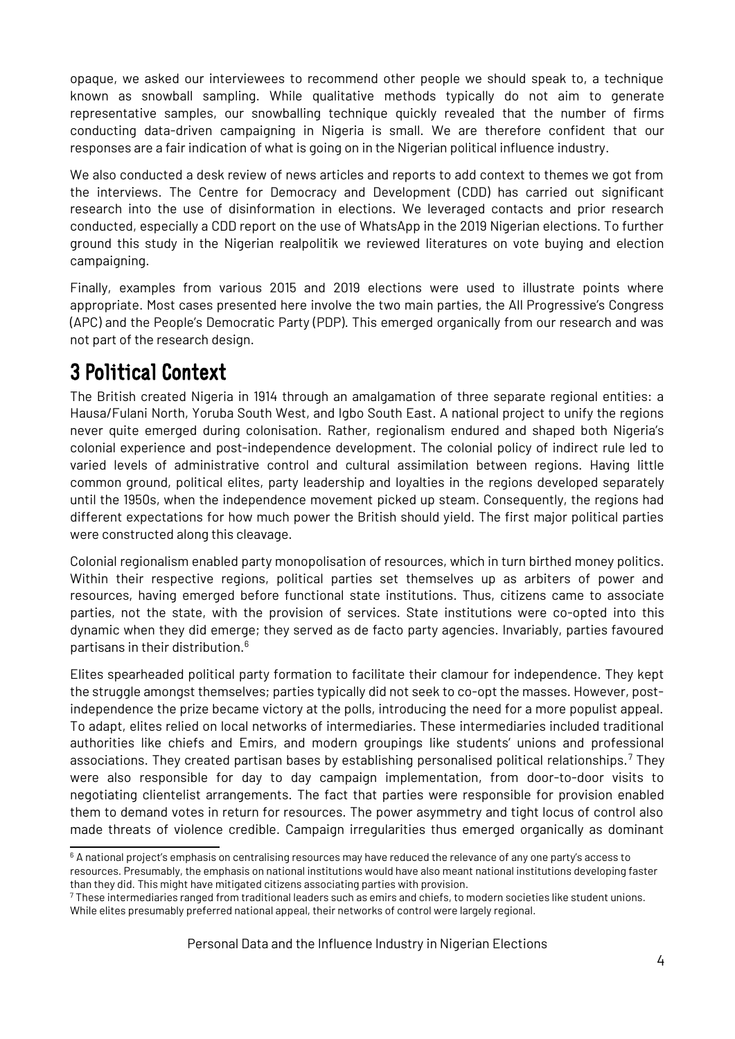opaque, we asked our interviewees to recommend other people we should speak to, a technique known as snowball sampling. While qualitative methods typically do not aim to generate representative samples, our snowballing technique quickly revealed that the number of firms conducting data-driven campaigning in Nigeria is small. We are therefore confident that our responses are a fair indication of what is going on in the Nigerian political influence industry.

We also conducted a desk review of news articles and reports to add context to themes we got from the interviews. The Centre for Democracy and Development (CDD) has carried out significant research into the use of disinformation in elections. We leveraged contacts and prior research conducted, especially a CDD report on the use of WhatsApp in the 2019 Nigerian elections. To further ground this study in the Nigerian realpolitik we reviewed literatures on vote buying and election campaigning.

Finally, examples from various 2015 and 2019 elections were used to illustrate points where appropriate. Most cases presented here involve the two main parties, the All Progressive's Congress (APC) and the People's Democratic Party (PDP). This emerged organically from our research and was not part of the research design.

# 3 Political Context

The British created Nigeria in 1914 through an amalgamation of three separate regional entities: a Hausa/Fulani North, Yoruba South West, and Igbo South East. A national project to unify the regions never quite emerged during colonisation. Rather, regionalism endured and shaped both Nigeria's colonial experience and post-independence development. The colonial policy of indirect rule led to varied levels of administrative control and cultural assimilation between regions. Having little common ground, political elites, party leadership and loyalties in the regions developed separately until the 1950s, when the independence movement picked up steam. Consequently, the regions had different expectations for how much power the British should yield. The first major political parties were constructed along this cleavage.

Colonial regionalism enabled party monopolisation of resources, which in turn birthed money politics. Within their respective regions, political parties set themselves up as arbiters of power and resources, having emerged before functional state institutions. Thus, citizens came to associate parties, not the state, with the provision of services. State institutions were co-opted into this dynamic when they did emerge; they served as de facto party agencies. Invariably, parties favoured partisans in their distribution.[6]

Elites spearheaded political party formation to facilitate their clamour for independence. They kept the struggle amongst themselves; parties typically did not seek to co-opt the masses. However, post-independence the prize became victory at the polls, introducing the need for a more populist appeal. To adapt, elites relied on local networks of intermediaries. These intermediaries included traditional authorities like chiefs and Emirs, and modern groupings like students' unions and professional associations. They created partisan bases by establishing personalised political relationships.[7] They were also responsible for day to day campaign implementation, from door-to-door visits to negotiating clientelist arrangements. The fact that parties were responsible for provision enabled them to demand votes in return for resources. The power asymmetry and tight locus of control also made threats of violence credible. Campaign irregularities thus emerged organically as dominant

[6] A national project's emphasis on centralising resources may have reduced the relevance of any one party's access to resources. Presumably, the emphasis on national institutions would have also meant national institutions developing faster than they did. This might have mitigated citizens associating parties with provision.

[7] These intermediaries ranged from traditional leaders such as emirs and chiefs, to modern societies like student unions. While elites presumably preferred national appeal, their networks of control were largely regional.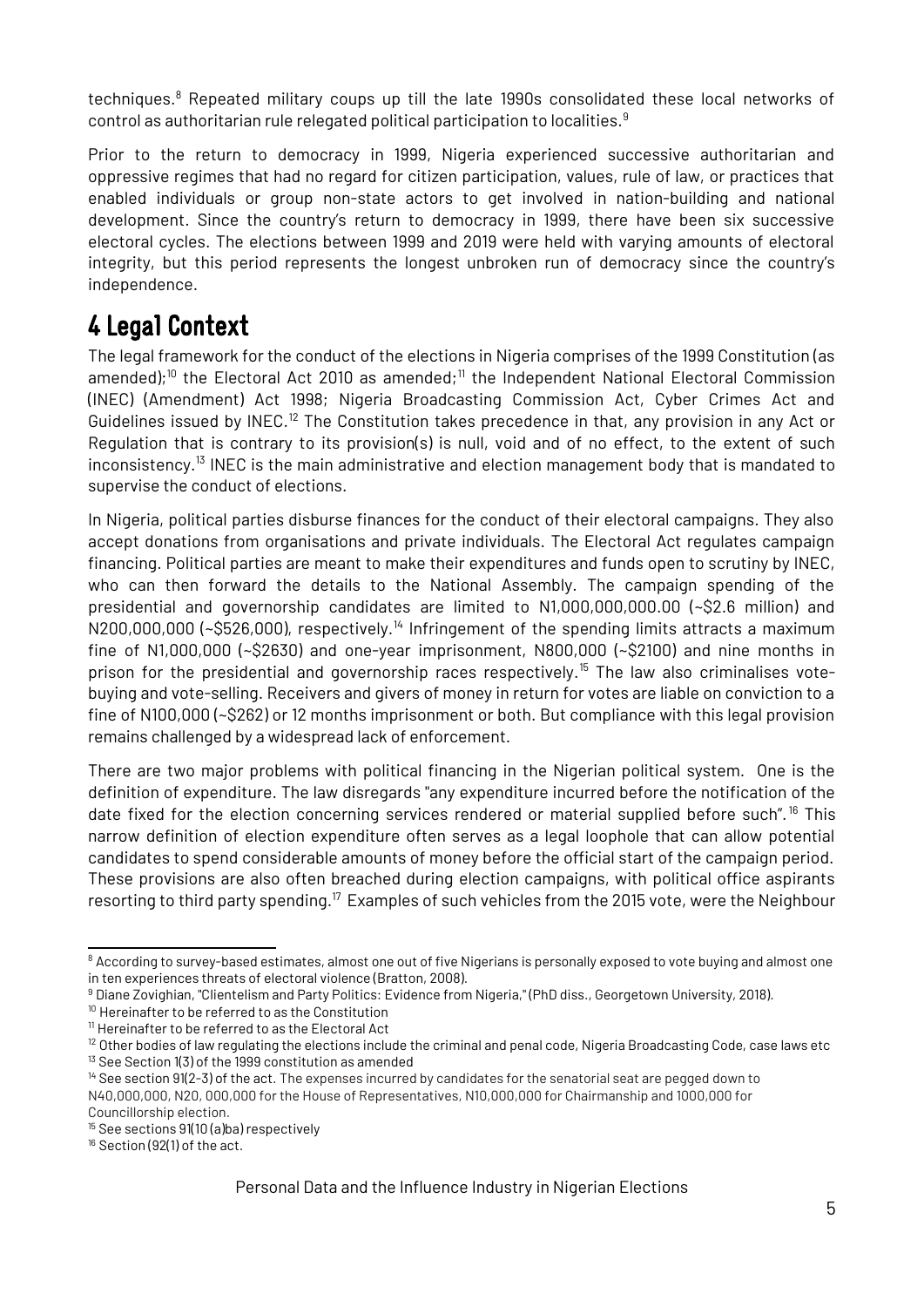techniques.[8] Repeated military coups up till the late 1990s consolidated these local networks of control as authoritarian rule relegated political participation to localities.[9]

Prior to the return to democracy in 1999, Nigeria experienced successive authoritarian and oppressive regimes that had no regard for citizen participation, values, rule of law, or practices that enabled individuals or group non-state actors to get involved in nation-building and national development. Since the country's return to democracy in 1999, there have been six successive electoral cycles. The elections between 1999 and 2019 were held with varying amounts of electoral integrity, but this period represents the longest unbroken run of democracy since the country's independence.

# 4 Legal Context

The legal framework for the conduct of the elections in Nigeria comprises of the 1999 Constitution (as amended);[10] the Electoral Act 2010 as amended;[11] the Independent National Electoral Commission (INEC) (Amendment) Act 1998; Nigeria Broadcasting Commission Act, Cyber Crimes Act and Guidelines issued by INEC.[12] The Constitution takes precedence in that, any provision in any Act or Regulation that is contrary to its provision(s) is null, void and of no effect, to the extent of such inconsistency.[13] INEC is the main administrative and election management body that is mandated to supervise the conduct of elections.

In Nigeria, political parties disburse finances for the conduct of their electoral campaigns. They also accept donations from organisations and private individuals. The Electoral Act regulates campaign financing. Political parties are meant to make their expenditures and funds open to scrutiny by INEC, who can then forward the details to the National Assembly. The campaign spending of the presidential and governorship candidates are limited to N1,000,000,000.00 (~$2.6 million) and N200,000,000 (~$526,000), respectively.[14] Infringement of the spending limits attracts a maximum fine of N1,000,000 (~$2630) and one-year imprisonment, N800,000 (~$2100) and nine months in prison for the presidential and governorship races respectively.[15] The law also criminalises vote-buying and vote-selling. Receivers and givers of money in return for votes are liable on conviction to a fine of N100,000 (~$262) or 12 months imprisonment or both. But compliance with this legal provision remains challenged by a widespread lack of enforcement.

There are two major problems with political financing in the Nigerian political system. One is the definition of expenditure. The law disregards "any expenditure incurred before the notification of the date fixed for the election concerning services rendered or material supplied before such".[16] This narrow definition of election expenditure often serves as a legal loophole that can allow potential candidates to spend considerable amounts of money before the official start of the campaign period. These provisions are also often breached during election campaigns, with political office aspirants resorting to third party spending.[17] Examples of such vehicles from the 2015 vote, were the Neighbour

---

[8] According to survey-based estimates, almost one out of five Nigerians is personally exposed to vote buying and almost one in ten experiences threats of electoral violence (Bratton, 2008).

[9] Diane Zovighian, "Clientelism and Party Politics: Evidence from Nigeria," (PhD diss., Georgetown University, 2018).

[10] Hereinafter to be referred to as the Constitution

[11] Hereinafter to be referred to as the Electoral Act

[12] Other bodies of law regulating the elections include the criminal and penal code, Nigeria Broadcasting Code, case laws etc

[13] See Section 1(3) of the 1999 constitution as amended

[14] See section 91(2-3) of the act. The expenses incurred by candidates for the senatorial seat are pegged down to N40,000,000, N20, 000,000 for the House of Representatives, N10,000,000 for Chairmanship and 1000,000 for Councillorship election.

[15] See sections 91(10 (a)ba) respectively

[16] Section (92(1) of the act.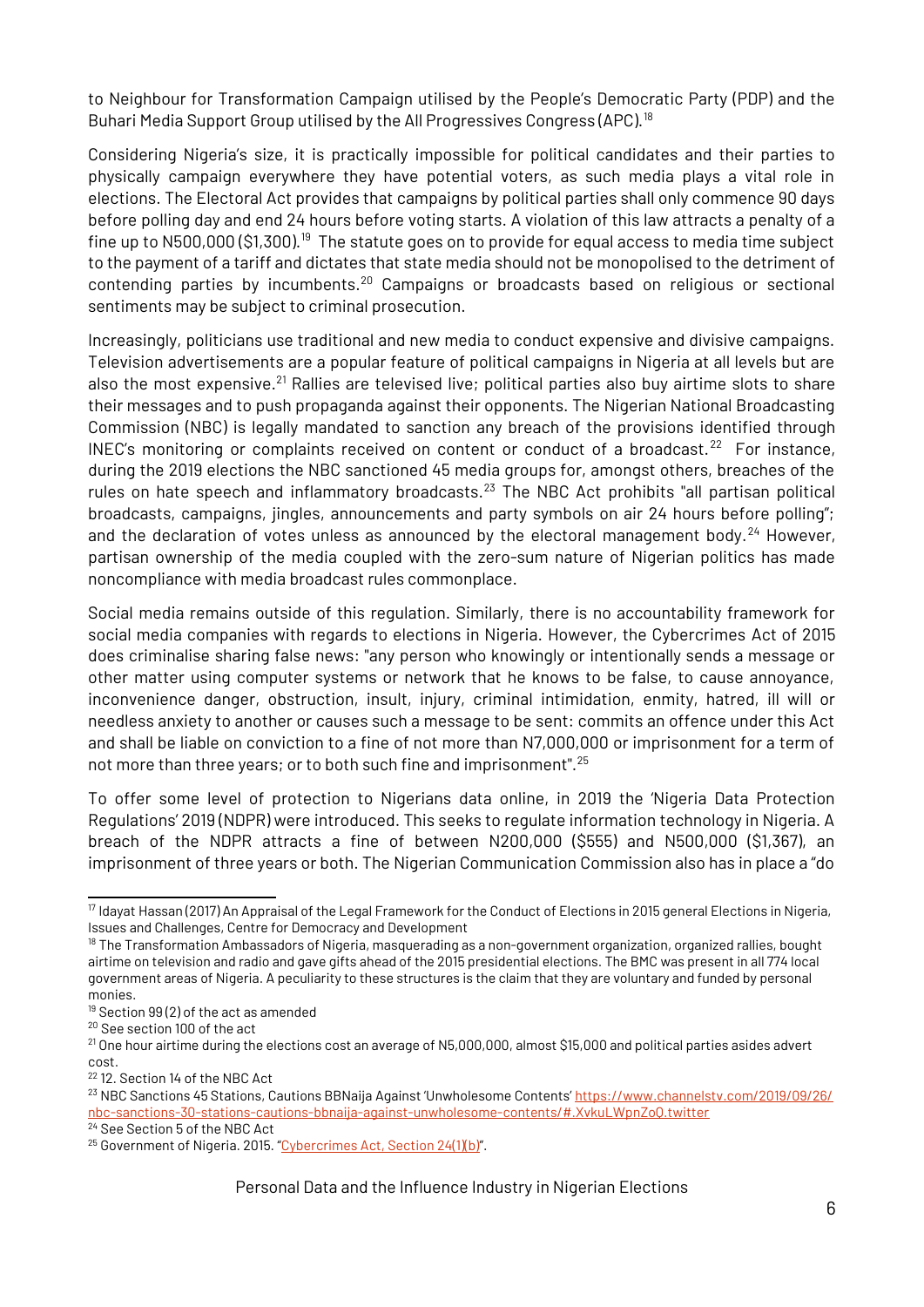to Neighbour for Transformation Campaign utilised by the People's Democratic Party (PDP) and the Buhari Media Support Group utilised by the All Progressives Congress (APC).[18]

Considering Nigeria's size, it is practically impossible for political candidates and their parties to physically campaign everywhere they have potential voters, as such media plays a vital role in elections. The Electoral Act provides that campaigns by political parties shall only commence 90 days before polling day and end 24 hours before voting starts. A violation of this law attracts a penalty of a fine up to N500,000 ($1,300).[19] The statute goes on to provide for equal access to media time subject to the payment of a tariff and dictates that state media should not be monopolised to the detriment of contending parties by incumbents.[20] Campaigns or broadcasts based on religious or sectional sentiments may be subject to criminal prosecution.

Increasingly, politicians use traditional and new media to conduct expensive and divisive campaigns. Television advertisements are a popular feature of political campaigns in Nigeria at all levels but are also the most expensive.[21] Rallies are televised live; political parties also buy airtime slots to share their messages and to push propaganda against their opponents. The Nigerian National Broadcasting Commission (NBC) is legally mandated to sanction any breach of the provisions identified through INEC's monitoring or complaints received on content or conduct of a broadcast.[22] For instance, during the 2019 elections the NBC sanctioned 45 media groups for, amongst others, breaches of the rules on hate speech and inflammatory broadcasts.[23] The NBC Act prohibits "all partisan political broadcasts, campaigns, jingles, announcements and party symbols on air 24 hours before polling"; and the declaration of votes unless as announced by the electoral management body.[24] However, partisan ownership of the media coupled with the zero-sum nature of Nigerian politics has made noncompliance with media broadcast rules commonplace.

Social media remains outside of this regulation. Similarly, there is no accountability framework for social media companies with regards to elections in Nigeria. However, the Cybercrimes Act of 2015 does criminalise sharing false news: "any person who knowingly or intentionally sends a message or other matter using computer systems or network that he knows to be false, to cause annoyance, inconvenience danger, obstruction, insult, injury, criminal intimidation, enmity, hatred, ill will or needless anxiety to another or causes such a message to be sent: commits an offence under this Act and shall be liable on conviction to a fine of not more than N7,000,000 or imprisonment for a term of not more than three years; or to both such fine and imprisonment".[25]

To offer some level of protection to Nigerians data online, in 2019 the 'Nigeria Data Protection Regulations' 2019 (NDPR) were introduced. This seeks to regulate information technology in Nigeria. A breach of the NDPR attracts a fine of between N200,000 ($555) and N500,000 ($1,367), an imprisonment of three years or both. The Nigerian Communication Commission also has in place a "do

---

[17] Idayat Hassan (2017) An Appraisal of the Legal Framework for the Conduct of Elections in 2015 general Elections in Nigeria, Issues and Challenges, Centre for Democracy and Development

[18] The Transformation Ambassadors of Nigeria, masquerading as a non-government organization, organized rallies, bought airtime on television and radio and gave gifts ahead of the 2015 presidential elections. The BMC was present in all 774 local government areas of Nigeria. A peculiarity to these structures is the claim that they are voluntary and funded by personal monies.

[19] Section 99 (2) of the act as amended

[20] See section 100 of the act

[21] One hour airtime during the elections cost an average of N5,000,000, almost $15,000 and political parties asides advert cost.

[22] 12. Section 14 of the NBC Act

[23] NBC Sanctions 45 Stations, Cautions BBNaija Against 'Unwholesome Contents' https://www.channelstv.com/2019/09/26/nbc-sanctions-30-stations-cautions-bbnaija-against-unwholesome-contents/#.XvkuLWpnZoO.twitter

[24] See Section 5 of the NBC Act

[25] Government of Nigeria. 2015. "Cybercrimes Act, Section 24(1)(b)".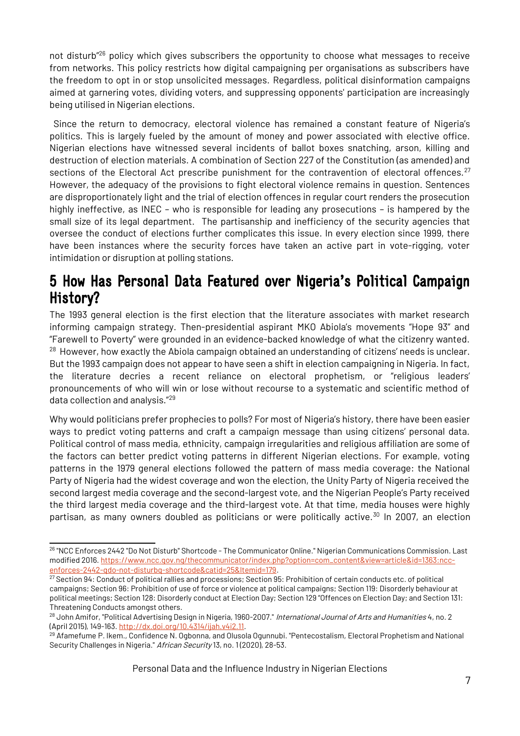not disturb"[26] policy which gives subscribers the opportunity to choose what messages to receive from networks. This policy restricts how digital campaigning per organisations as subscribers have the freedom to opt in or stop unsolicited messages. Regardless, political disinformation campaigns aimed at garnering votes, dividing voters, and suppressing opponents' participation are increasingly being utilised in Nigerian elections.

Since the return to democracy, electoral violence has remained a constant feature of Nigeria's politics. This is largely fueled by the amount of money and power associated with elective office. Nigerian elections have witnessed several incidents of ballot boxes snatching, arson, killing and destruction of election materials. A combination of Section 227 of the Constitution (as amended) and sections of the Electoral Act prescribe punishment for the contravention of electoral offences.[27] However, the adequacy of the provisions to fight electoral violence remains in question. Sentences are disproportionately light and the trial of election offences in regular court renders the prosecution highly ineffective, as INEC – who is responsible for leading any prosecutions – is hampered by the small size of its legal department. The partisanship and inefficiency of the security agencies that oversee the conduct of elections further complicates this issue. In every election since 1999, there have been instances where the security forces have taken an active part in vote-rigging, voter intimidation or disruption at polling stations.

# 5 How Has Personal Data Featured over Nigeria's Political Campaign History?

The 1993 general election is the first election that the literature associates with market research informing campaign strategy. Then-presidential aspirant MKO Abiola's movements "Hope 93" and "Farewell to Poverty" were grounded in an evidence-backed knowledge of what the citizenry wanted.[28] However, how exactly the Abiola campaign obtained an understanding of citizens' needs is unclear. But the 1993 campaign does not appear to have seen a shift in election campaigning in Nigeria. In fact, the literature decries a recent reliance on electoral prophetism, or "religious leaders' pronouncements of who will win or lose without recourse to a systematic and scientific method of data collection and analysis."[29]

Why would politicians prefer prophecies to polls? For most of Nigeria's history, there have been easier ways to predict voting patterns and craft a campaign message than using citizens' personal data. Political control of mass media, ethnicity, campaign irregularities and religious affiliation are some of the factors can better predict voting patterns in different Nigerian elections. For example, voting patterns in the 1979 general elections followed the pattern of mass media coverage: the National Party of Nigeria had the widest coverage and won the election, the Unity Party of Nigeria received the second largest media coverage and the second-largest vote, and the Nigerian People's Party received the third largest media coverage and the third-largest vote. At that time, media houses were highly partisan, as many owners doubled as politicians or were politically active.[30] In 2007, an election

---

[26] "NCC Enforces 2442 "Do Not Disturb" Shortcode - The Communicator Online." Nigerian Communications Commission. Last modified 2016. https://www.ncc.gov.ng/thecommunicator/index.php?option=com_content&view=article&id=1363:ncc-enforces-2442-qdo-not-disturbq-shortcode&catid=25&Itemid=179.

[27] Section 94: Conduct of political rallies and processions; Section 95: Prohibition of certain conducts etc. of political campaigns; Section 96: Prohibition of use of force or violence at political campaigns; Section 119: Disorderly behaviour at political meetings; Section 128: Disorderly conduct at Election Day; Section 129 "Offences on Election Day; and Section 131: Threatening Conducts amongst others.

[28] John Amifor, "Political Advertising Design in Nigeria, 1960-2007." *International Journal of Arts and Humanities* 4, no. 2 (April 2015), 149-163. http://dx.doi.org/10.4314/ijah.v4i2.11.

[29] Afamefume P. Ikem., Confidence N. Ogbonna, and Olusola Ogunnubi. "Pentecostalism, Electoral Prophetism and National Security Challenges in Nigeria." *African Security* 13, no. 1 (2020), 28-53.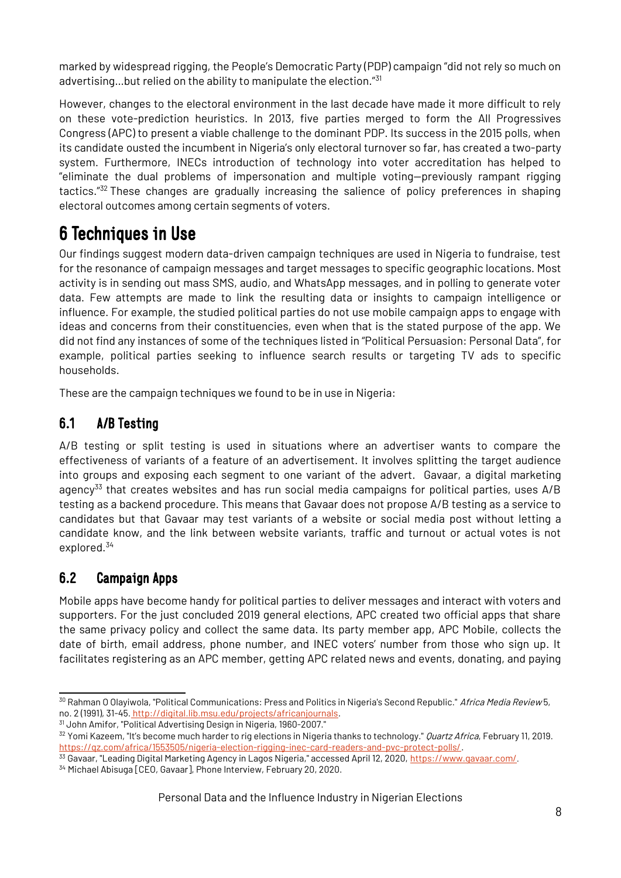marked by widespread rigging, the People's Democratic Party (PDP) campaign "did not rely so much on advertising…but relied on the ability to manipulate the election."[31]

However, changes to the electoral environment in the last decade have made it more difficult to rely on these vote-prediction heuristics. In 2013, five parties merged to form the All Progressives Congress (APC) to present a viable challenge to the dominant PDP. Its success in the 2015 polls, when its candidate ousted the incumbent in Nigeria's only electoral turnover so far, has created a two-party system. Furthermore, INECs introduction of technology into voter accreditation has helped to "eliminate the dual problems of impersonation and multiple voting—previously rampant rigging tactics."[32] These changes are gradually increasing the salience of policy preferences in shaping electoral outcomes among certain segments of voters.

# 6 Techniques in Use

Our findings suggest modern data-driven campaign techniques are used in Nigeria to fundraise, test for the resonance of campaign messages and target messages to specific geographic locations. Most activity is in sending out mass SMS, audio, and WhatsApp messages, and in polling to generate voter data. Few attempts are made to link the resulting data or insights to campaign intelligence or influence. For example, the studied political parties do not use mobile campaign apps to engage with ideas and concerns from their constituencies, even when that is the stated purpose of the app. We did not find any instances of some of the techniques listed in "Political Persuasion: Personal Data", for example, political parties seeking to influence search results or targeting TV ads to specific households.

These are the campaign techniques we found to be in use in Nigeria:

## 6.1 A/B Testing

A/B testing or split testing is used in situations where an advertiser wants to compare the effectiveness of variants of a feature of an advertisement. It involves splitting the target audience into groups and exposing each segment to one variant of the advert. Gavaar, a digital marketing agency[33] that creates websites and has run social media campaigns for political parties, uses A/B testing as a backend procedure. This means that Gavaar does not propose A/B testing as a service to candidates but that Gavaar may test variants of a website or social media post without letting a candidate know, and the link between website variants, traffic and turnout or actual votes is not explored.[34]

## 6.2 Campaign Apps

Mobile apps have become handy for political parties to deliver messages and interact with voters and supporters. For the just concluded 2019 general elections, APC created two official apps that share the same privacy policy and collect the same data. Its party member app, APC Mobile, collects the date of birth, email address, phone number, and INEC voters' number from those who sign up. It facilitates registering as an APC member, getting APC related news and events, donating, and paying

---

[30] Rahman O Olayiwola, "Political Communications: Press and Politics in Nigeria's Second Republic." *Africa Media Review* 5, no. 2 (1991), 31-45. http://digital.lib.msu.edu/projects/africanjournals.

[31] John Amifor, "Political Advertising Design in Nigeria, 1960-2007."

[32] Yomi Kazeem, "It's become much harder to rig elections in Nigeria thanks to technology." *Quartz Africa*, February 11, 2019. https://qz.com/africa/1553505/nigeria-election-rigging-inec-card-readers-and-pvc-protect-polls/.

[33] Gavaar, "Leading Digital Marketing Agency in Lagos Nigeria," accessed April 12, 2020, https://www.gavaar.com/.

[34] Michael Abisuga [CEO, Gavaar], Phone Interview, February 20, 2020.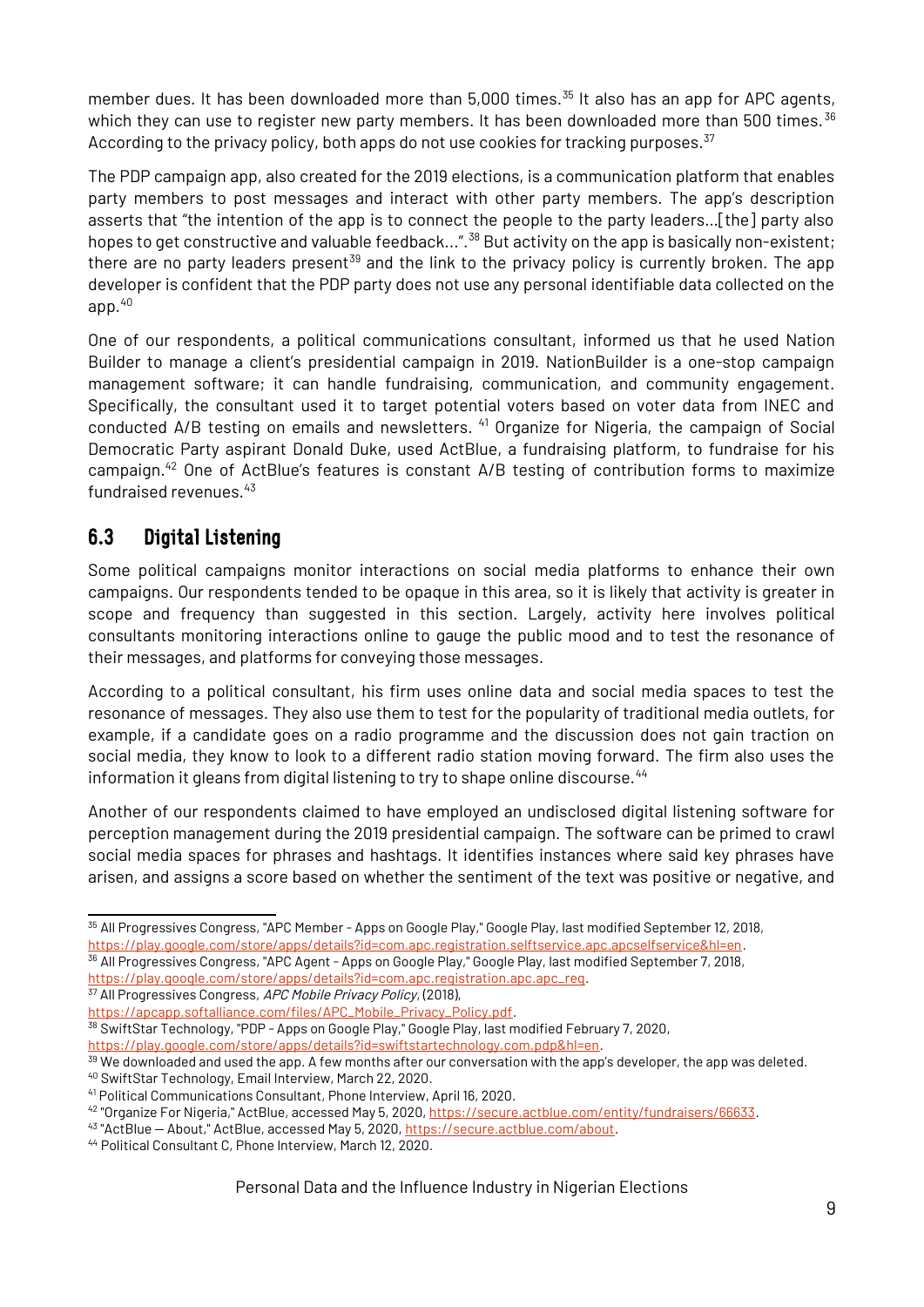member dues. It has been downloaded more than 5,000 times.[35] It also has an app for APC agents, which they can use to register new party members. It has been downloaded more than 500 times.[36] According to the privacy policy, both apps do not use cookies for tracking purposes.[37]

The PDP campaign app, also created for the 2019 elections, is a communication platform that enables party members to post messages and interact with other party members. The app's description asserts that "the intention of the app is to connect the people to the party leaders...[the] party also hopes to get constructive and valuable feedback...".[38] But activity on the app is basically non-existent; there are no party leaders present[39] and the link to the privacy policy is currently broken. The app developer is confident that the PDP party does not use any personal identifiable data collected on the app.[40]

One of our respondents, a political communications consultant, informed us that he used Nation Builder to manage a client's presidential campaign in 2019. NationBuilder is a one-stop campaign management software; it can handle fundraising, communication, and community engagement. Specifically, the consultant used it to target potential voters based on voter data from INEC and conducted A/B testing on emails and newsletters.[41] Organize for Nigeria, the campaign of Social Democratic Party aspirant Donald Duke, used ActBlue, a fundraising platform, to fundraise for his campaign.[42] One of ActBlue's features is constant A/B testing of contribution forms to maximize fundraised revenues.[43]

## 6.3 Digital Listening

Some political campaigns monitor interactions on social media platforms to enhance their own campaigns. Our respondents tended to be opaque in this area, so it is likely that activity is greater in scope and frequency than suggested in this section. Largely, activity here involves political consultants monitoring interactions online to gauge the public mood and to test the resonance of their messages, and platforms for conveying those messages.

According to a political consultant, his firm uses online data and social media spaces to test the resonance of messages. They also use them to test for the popularity of traditional media outlets, for example, if a candidate goes on a radio programme and the discussion does not gain traction on social media, they know to look to a different radio station moving forward. The firm also uses the information it gleans from digital listening to try to shape online discourse.[44]

Another of our respondents claimed to have employed an undisclosed digital listening software for perception management during the 2019 presidential campaign. The software can be primed to crawl social media spaces for phrases and hashtags. It identifies instances where said key phrases have arisen, and assigns a score based on whether the sentiment of the text was positive or negative, and

---

[35] All Progressives Congress, "APC Member - Apps on Google Play," Google Play, last modified September 12, 2018, https://play.google.com/store/apps/details?id=com.apc.registration.selftservice.apc.apcselfservice&hl=en.

[36] All Progressives Congress, "APC Agent - Apps on Google Play," Google Play, last modified September 7, 2018, https://play.google.com/store/apps/details?id=com.apc.registration.apc.apc_reg.

[37] All Progressives Congress, *APC Mobile Privacy Policy*, (2018), https://apcapp.softalliance.com/files/APC_Mobile_Privacy_Policy.pdf.

[38] SwiftStar Technology, "PDP - Apps on Google Play," Google Play, last modified February 7, 2020, https://play.google.com/store/apps/details?id=swiftstartechnology.com.pdp&hl=en.

[39] We downloaded and used the app. A few months after our conversation with the app's developer, the app was deleted.

[40] SwiftStar Technology, Email Interview, March 22, 2020.

[41] Political Communications Consultant, Phone Interview, April 16, 2020.

[42] "Organize For Nigeria," ActBlue, accessed May 5, 2020, https://secure.actblue.com/entity/fundraisers/66633.

[43] "ActBlue — About," ActBlue, accessed May 5, 2020, https://secure.actblue.com/about.

[44] Political Consultant C, Phone Interview, March 12, 2020.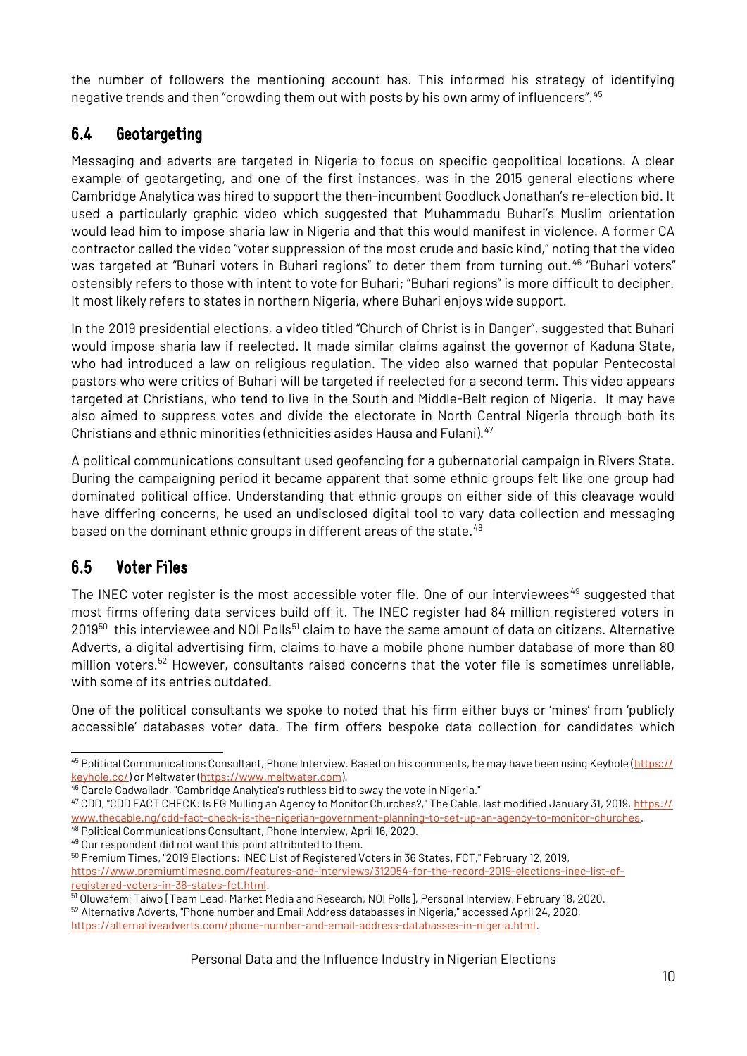the number of followers the mentioning account has. This informed his strategy of identifying negative trends and then "crowding them out with posts by his own army of influencers".[45]

## 6.4 Geotargeting

Messaging and adverts are targeted in Nigeria to focus on specific geopolitical locations. A clear example of geotargeting, and one of the first instances, was in the 2015 general elections where Cambridge Analytica was hired to support the then-incumbent Goodluck Jonathan's re-election bid. It used a particularly graphic video which suggested that Muhammadu Buhari's Muslim orientation would lead him to impose sharia law in Nigeria and that this would manifest in violence. A former CA contractor called the video "voter suppression of the most crude and basic kind," noting that the video was targeted at "Buhari voters in Buhari regions" to deter them from turning out.[46] "Buhari voters" ostensibly refers to those with intent to vote for Buhari; "Buhari regions" is more difficult to decipher. It most likely refers to states in northern Nigeria, where Buhari enjoys wide support.

In the 2019 presidential elections, a video titled "Church of Christ is in Danger", suggested that Buhari would impose sharia law if reelected. It made similar claims against the governor of Kaduna State, who had introduced a law on religious regulation. The video also warned that popular Pentecostal pastors who were critics of Buhari will be targeted if reelected for a second term. This video appears targeted at Christians, who tend to live in the South and Middle-Belt region of Nigeria. It may have also aimed to suppress votes and divide the electorate in North Central Nigeria through both its Christians and ethnic minorities (ethnicities asides Hausa and Fulani).[47]

A political communications consultant used geofencing for a gubernatorial campaign in Rivers State. During the campaigning period it became apparent that some ethnic groups felt like one group had dominated political office. Understanding that ethnic groups on either side of this cleavage would have differing concerns, he used an undisclosed digital tool to vary data collection and messaging based on the dominant ethnic groups in different areas of the state.[48]

## 6.5 Voter Files

The INEC voter register is the most accessible voter file. One of our interviewees[49] suggested that most firms offering data services build off it. The INEC register had 84 million registered voters in 2019[50] this interviewee and NOI Polls[51] claim to have the same amount of data on citizens. Alternative Adverts, a digital advertising firm, claims to have a mobile phone number database of more than 80 million voters.[52] However, consultants raised concerns that the voter file is sometimes unreliable, with some of its entries outdated.

One of the political consultants we spoke to noted that his firm either buys or 'mines' from 'publicly accessible' databases voter data. The firm offers bespoke data collection for candidates which

---

[45] Political Communications Consultant, Phone Interview. Based on his comments, he may have been using Keyhole (https://keyhole.co/) or Meltwater (https://www.meltwater.com).

[46] Carole Cadwalladr, "Cambridge Analytica's ruthless bid to sway the vote in Nigeria."

[47] CDD, "CDD FACT CHECK: Is FG Mulling an Agency to Monitor Churches?," The Cable, last modified January 31, 2019, https://www.thecable.ng/cdd-fact-check-is-the-nigerian-government-planning-to-set-up-an-agency-to-monitor-churches.

[48] Political Communications Consultant, Phone Interview, April 16, 2020.

[49] Our respondent did not want this point attributed to them.

[50] Premium Times, "2019 Elections: INEC List of Registered Voters in 36 States, FCT," February 12, 2019, https://www.premiumtimesng.com/features-and-interviews/312054-for-the-record-2019-elections-inec-list-of-registered-voters-in-36-states-fct.html.

[51] Oluwafemi Taiwo [Team Lead, Market Media and Research, NOI Polls], Personal Interview, February 18, 2020.

[52] Alternative Adverts, "Phone number and Email Address databasses in Nigeria," accessed April 24, 2020, https://alternativeadverts.com/phone-number-and-email-address-databasses-in-nigeria.html.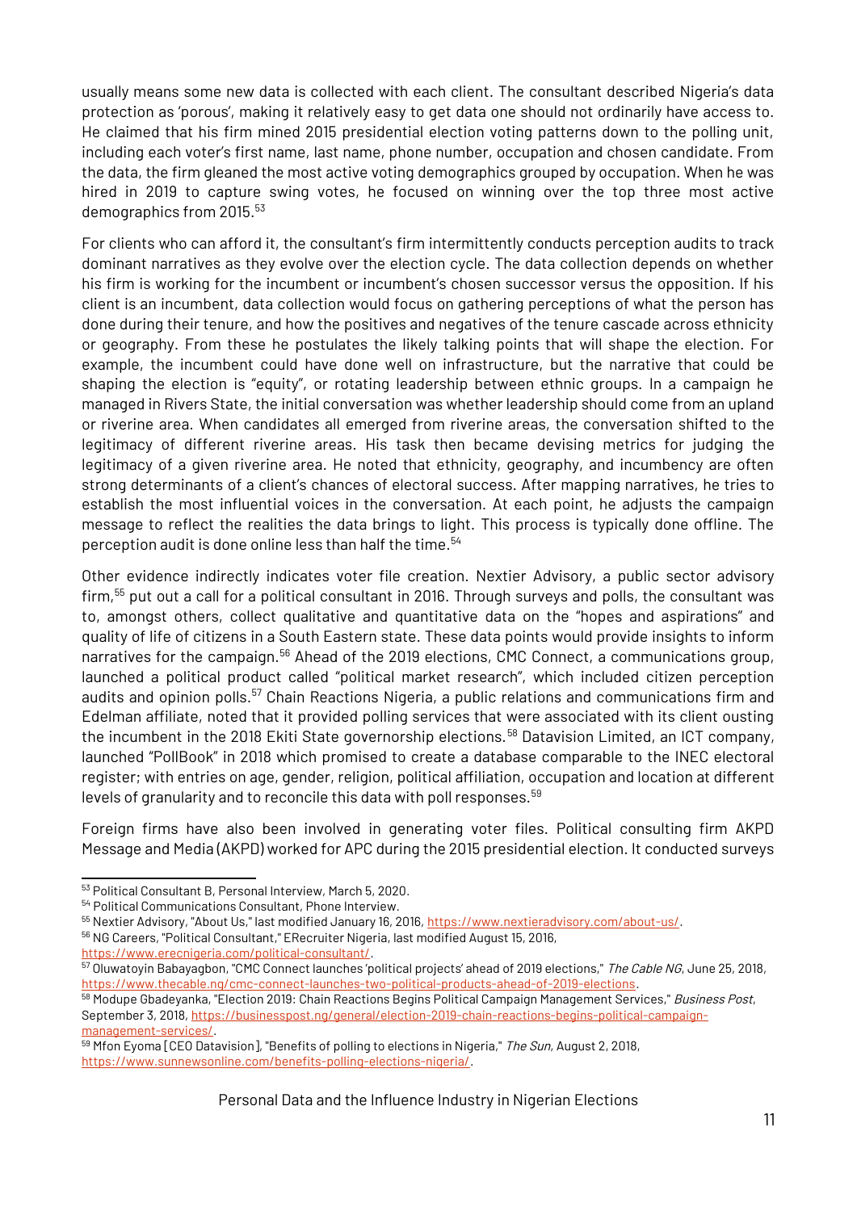usually means some new data is collected with each client. The consultant described Nigeria's data protection as 'porous', making it relatively easy to get data one should not ordinarily have access to. He claimed that his firm mined 2015 presidential election voting patterns down to the polling unit, including each voter's first name, last name, phone number, occupation and chosen candidate. From the data, the firm gleaned the most active voting demographics grouped by occupation. When he was hired in 2019 to capture swing votes, he focused on winning over the top three most active demographics from 2015.[53]

For clients who can afford it, the consultant's firm intermittently conducts perception audits to track dominant narratives as they evolve over the election cycle. The data collection depends on whether his firm is working for the incumbent or incumbent's chosen successor versus the opposition. If his client is an incumbent, data collection would focus on gathering perceptions of what the person has done during their tenure, and how the positives and negatives of the tenure cascade across ethnicity or geography. From these he postulates the likely talking points that will shape the election. For example, the incumbent could have done well on infrastructure, but the narrative that could be shaping the election is "equity", or rotating leadership between ethnic groups. In a campaign he managed in Rivers State, the initial conversation was whether leadership should come from an upland or riverine area. When candidates all emerged from riverine areas, the conversation shifted to the legitimacy of different riverine areas. His task then became devising metrics for judging the legitimacy of a given riverine area. He noted that ethnicity, geography, and incumbency are often strong determinants of a client's chances of electoral success. After mapping narratives, he tries to establish the most influential voices in the conversation. At each point, he adjusts the campaign message to reflect the realities the data brings to light. This process is typically done offline. The perception audit is done online less than half the time.[54]

Other evidence indirectly indicates voter file creation. Nextier Advisory, a public sector advisory firm,[55] put out a call for a political consultant in 2016. Through surveys and polls, the consultant was to, amongst others, collect qualitative and quantitative data on the "hopes and aspirations" and quality of life of citizens in a South Eastern state. These data points would provide insights to inform narratives for the campaign.[56] Ahead of the 2019 elections, CMC Connect, a communications group, launched a political product called "political market research", which included citizen perception audits and opinion polls.[57] Chain Reactions Nigeria, a public relations and communications firm and Edelman affiliate, noted that it provided polling services that were associated with its client ousting the incumbent in the 2018 Ekiti State governorship elections.[58] Datavision Limited, an ICT company, launched "PollBook" in 2018 which promised to create a database comparable to the INEC electoral register; with entries on age, gender, religion, political affiliation, occupation and location at different levels of granularity and to reconcile this data with poll responses.[59]

Foreign firms have also been involved in generating voter files. Political consulting firm AKPD Message and Media (AKPD) worked for APC during the 2015 presidential election. It conducted surveys

---

[53] Political Consultant B, Personal Interview, March 5, 2020.

[54] Political Communications Consultant, Phone Interview.

[55] Nextier Advisory, "About Us," last modified January 16, 2016, https://www.nextieradvisory.com/about-us/.

[56] NG Careers, "Political Consultant," ERecruiter Nigeria, last modified August 15, 2016, https://www.erecnigeria.com/political-consultant/.

[57] Oluwatoyin Babayagbon, "CMC Connect launches 'political projects' ahead of 2019 elections," *The Cable NG*, June 25, 2018, https://www.thecable.ng/cmc-connect-launches-two-political-products-ahead-of-2019-elections.

[58] Modupe Gbadeyanka, "Election 2019: Chain Reactions Begins Political Campaign Management Services," *Business Post*, September 3, 2018, https://businesspost.ng/general/election-2019-chain-reactions-begins-political-campaign-management-services/.

[59] Mfon Eyoma [CEO Datavision], "Benefits of polling to elections in Nigeria," *The Sun*, August 2, 2018, https://www.sunnewsonline.com/benefits-polling-elections-nigeria/.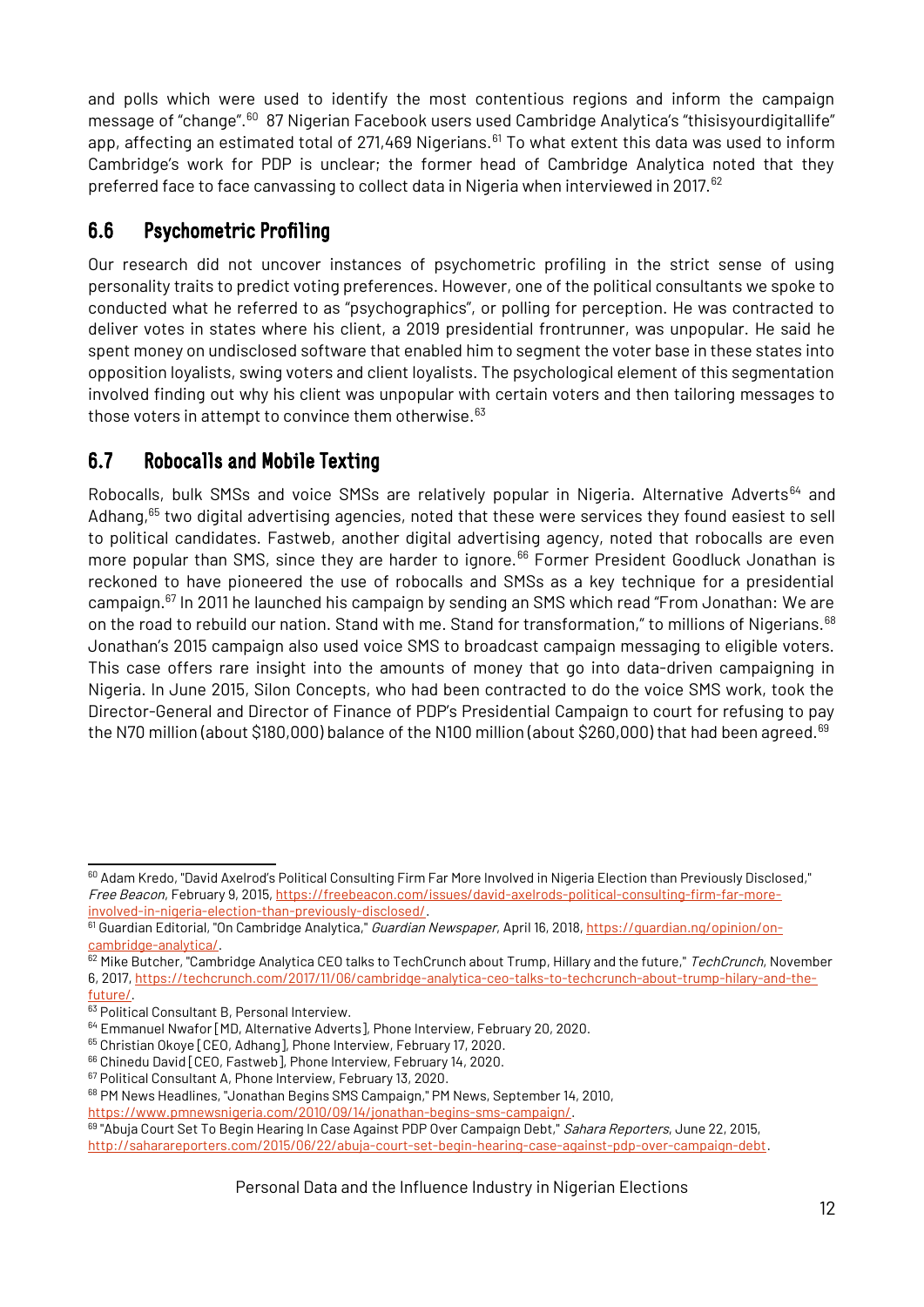and polls which were used to identify the most contentious regions and inform the campaign message of "change".[60] 87 Nigerian Facebook users used Cambridge Analytica's "thisisyourdigitallife" app, affecting an estimated total of 271,469 Nigerians.[61] To what extent this data was used to inform Cambridge's work for PDP is unclear; the former head of Cambridge Analytica noted that they preferred face to face canvassing to collect data in Nigeria when interviewed in 2017.[62]

## 6.6 Psychometric Profiling

Our research did not uncover instances of psychometric profiling in the strict sense of using personality traits to predict voting preferences. However, one of the political consultants we spoke to conducted what he referred to as "psychographics", or polling for perception. He was contracted to deliver votes in states where his client, a 2019 presidential frontrunner, was unpopular. He said he spent money on undisclosed software that enabled him to segment the voter base in these states into opposition loyalists, swing voters and client loyalists. The psychological element of this segmentation involved finding out why his client was unpopular with certain voters and then tailoring messages to those voters in attempt to convince them otherwise.[63]

## 6.7 Robocalls and Mobile Texting

Robocalls, bulk SMSs and voice SMSs are relatively popular in Nigeria. Alternative Adverts[64] and Adhang,[65] two digital advertising agencies, noted that these were services they found easiest to sell to political candidates. Fastweb, another digital advertising agency, noted that robocalls are even more popular than SMS, since they are harder to ignore.[66] Former President Goodluck Jonathan is reckoned to have pioneered the use of robocalls and SMSs as a key technique for a presidential campaign.[67] In 2011 he launched his campaign by sending an SMS which read "From Jonathan: We are on the road to rebuild our nation. Stand with me. Stand for transformation," to millions of Nigerians.[68] Jonathan's 2015 campaign also used voice SMS to broadcast campaign messaging to eligible voters. This case offers rare insight into the amounts of money that go into data-driven campaigning in Nigeria. In June 2015, Silon Concepts, who had been contracted to do the voice SMS work, took the Director-General and Director of Finance of PDP's Presidential Campaign to court for refusing to pay the N70 million (about $180,000) balance of the N100 million (about $260,000) that had been agreed.[69]

---

[60] Adam Kredo, "David Axelrod's Political Consulting Firm Far More Involved in Nigeria Election than Previously Disclosed," *Free Beacon*, February 9, 2015, https://freebeacon.com/issues/david-axelrods-political-consulting-firm-far-more-involved-in-nigeria-election-than-previously-disclosed/.

[61] Guardian Editorial, "On Cambridge Analytica," *Guardian Newspaper*, April 16, 2018, https://guardian.ng/opinion/on-cambridge-analytica/.

[62] Mike Butcher, "Cambridge Analytica CEO talks to TechCrunch about Trump, Hillary and the future," *TechCrunch*, November 6, 2017, https://techcrunch.com/2017/11/06/cambridge-analytica-ceo-talks-to-techcrunch-about-trump-hilary-and-the-future/.

[63] Political Consultant B, Personal Interview.

[64] Emmanuel Nwafor [MD, Alternative Adverts], Phone Interview, February 20, 2020.

[65] Christian Okoye [CEO, Adhang], Phone Interview, February 17, 2020.

[66] Chinedu David [CEO, Fastweb], Phone Interview, February 14, 2020.

[67] Political Consultant A, Phone Interview, February 13, 2020.

[68] PM News Headlines, "Jonathan Begins SMS Campaign," PM News, September 14, 2010, https://www.pmnewsnigeria.com/2010/09/14/jonathan-begins-sms-campaign/.

[69] "Abuja Court Set To Begin Hearing In Case Against PDP Over Campaign Debt," *Sahara Reporters*, June 22, 2015, http://saharareporters.com/2015/06/22/abuja-court-set-begin-hearing-case-against-pdp-over-campaign-debt.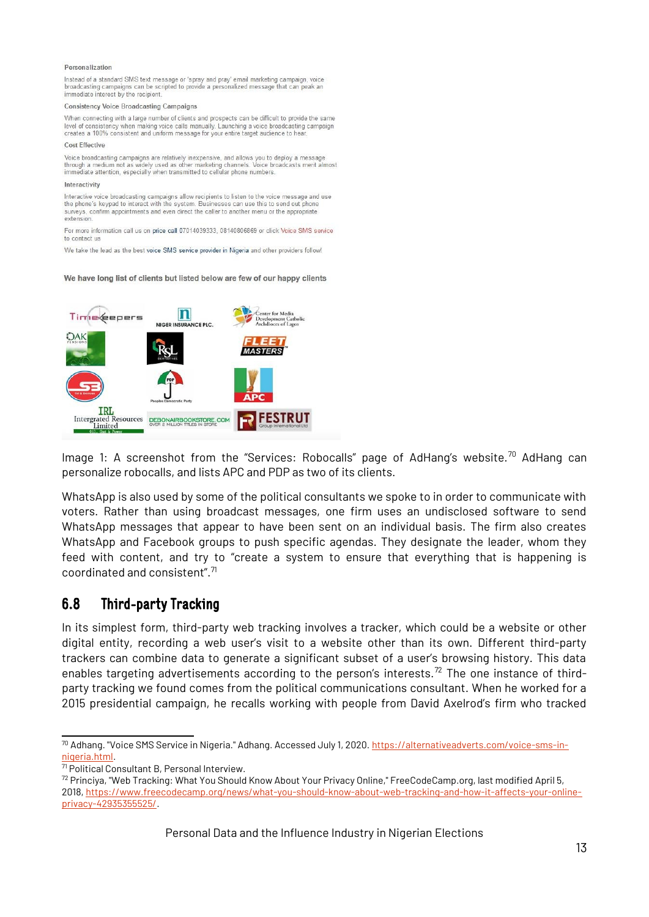Personalization

Instead of a standard SMS text message or 'spray and pray' email marketing campaign, voice broadcasting campaigns can be scripted to provide a personalized message that can peak an immediate interest by the recipient.

Consistency Voice Broadcasting Campaigns

When connecting with a large number of clients and prospects can be difficult to provide the same level of consistency when making voice calls manually. Launching a voice broadcasting campaign creates a 100% consistent and uniform message for your entire target audience to hear.

Cost Effective

Voice broadcasting campaigns are relatively inexpensive, and allows you to deploy a message through a medium not as widely used as other marketing channels. Voice broadcasts merit almost immediate attention, especially when transmitted to cellular phone numbers.

Interactivity

Interactive voice broadcasting campaigns allow recipients to listen to the voice message and use the phone's keypad to interact with the system. Businesses can use this to send out phone surveys, confirm appointments and even direct the caller to another menu or the appropriate extension.

For more information call us on price call 07014039333, 08140806869 or click Voice SMS service to contact us

We take the lead as the best voice SMS service provider in Nigeria and other providers follow!

We have long list of clients but listed below are few of our happy clients

Timekeepers | NIGER INSURANCE PLC. | Center for Media Development Catholic Archdiocese of Lagos | OAK PENSIONS | RSL | FLEET MASTERS | S3 | Peoples Democratic Party | APC | IRL Intergrated Resources Limited | DEBONAIRBOOKSTORE.COM | FESTRUT Group International Ltd

Image 1: A screenshot from the "Services: Robocalls" page of AdHang's website.[70] AdHang can personalize robocalls, and lists APC and PDP as two of its clients.

WhatsApp is also used by some of the political consultants we spoke to in order to communicate with voters. Rather than using broadcast messages, one firm uses an undisclosed software to send WhatsApp messages that appear to have been sent on an individual basis. The firm also creates WhatsApp and Facebook groups to push specific agendas. They designate the leader, whom they feed with content, and try to "create a system to ensure that everything that is happening is coordinated and consistent".[71]

## 6.8 Third-party Tracking

In its simplest form, third-party web tracking involves a tracker, which could be a website or other digital entity, recording a web user's visit to a website other than its own. Different third-party trackers can combine data to generate a significant subset of a user's browsing history. This data enables targeting advertisements according to the person's interests.[72] The one instance of third-party tracking we found comes from the political communications consultant. When he worked for a 2015 presidential campaign, he recalls working with people from David Axelrod's firm who tracked

---

[70] Adhang. "Voice SMS Service in Nigeria." Adhang. Accessed July 1, 2020. https://alternativeadverts.com/voice-sms-in-nigeria.html.

[71] Political Consultant B, Personal Interview.

[72] Princiya, "Web Tracking: What You Should Know About Your Privacy Online," FreeCodeCamp.org, last modified April 5, 2018, https://www.freecodecamp.org/news/what-you-should-know-about-web-tracking-and-how-it-affects-your-online-privacy-42935355525/.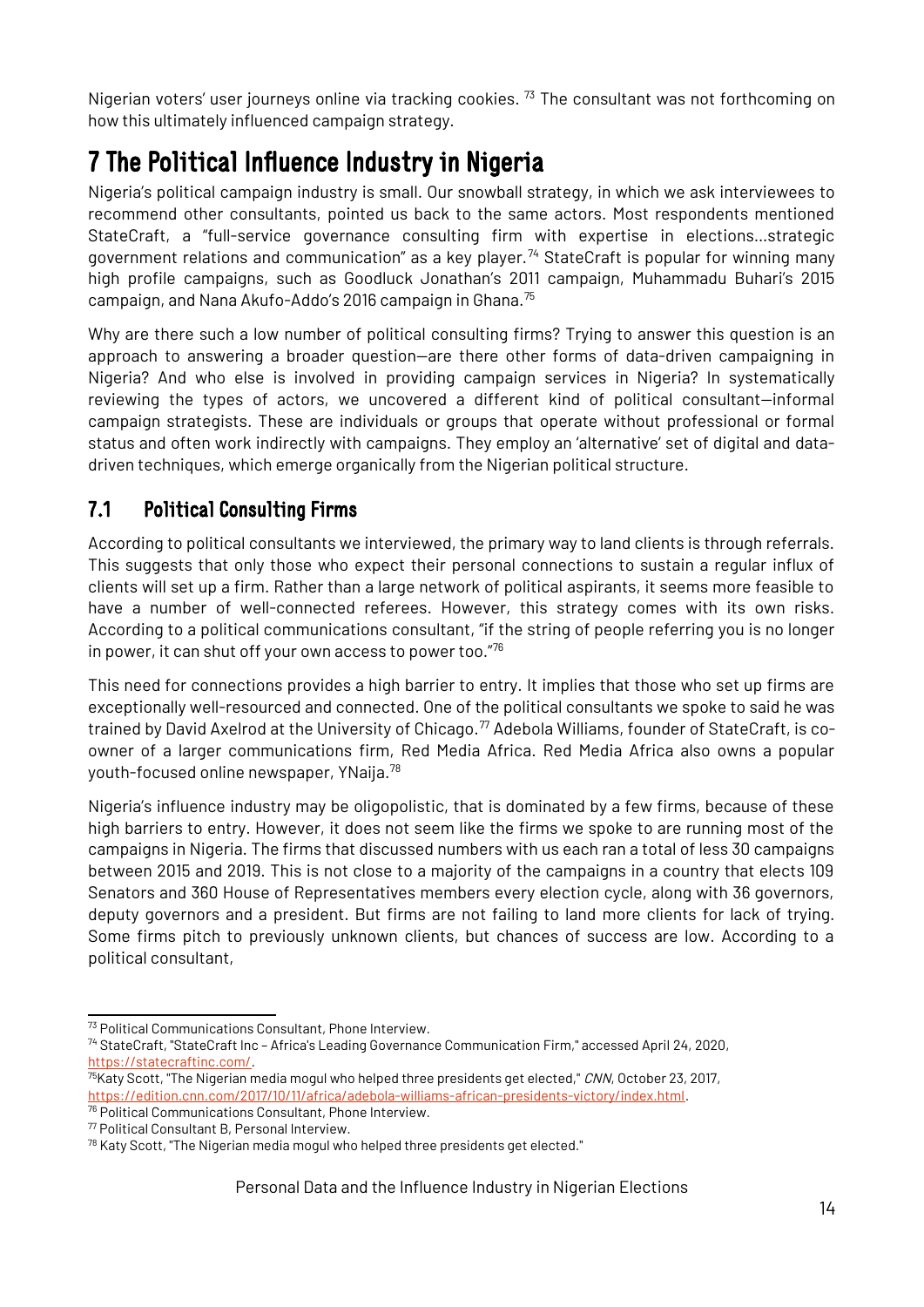Nigerian voters' user journeys online via tracking cookies. [73] The consultant was not forthcoming on how this ultimately influenced campaign strategy.

# 7 The Political Influence Industry in Nigeria

Nigeria's political campaign industry is small. Our snowball strategy, in which we ask interviewees to recommend other consultants, pointed us back to the same actors. Most respondents mentioned StateCraft, a "full-service governance consulting firm with expertise in elections...strategic government relations and communication" as a key player. [74] StateCraft is popular for winning many high profile campaigns, such as Goodluck Jonathan's 2011 campaign, Muhammadu Buhari's 2015 campaign, and Nana Akufo-Addo's 2016 campaign in Ghana. [75]

Why are there such a low number of political consulting firms? Trying to answer this question is an approach to answering a broader question—are there other forms of data-driven campaigning in Nigeria? And who else is involved in providing campaign services in Nigeria? In systematically reviewing the types of actors, we uncovered a different kind of political consultant—informal campaign strategists. These are individuals or groups that operate without professional or formal status and often work indirectly with campaigns. They employ an 'alternative' set of digital and data-driven techniques, which emerge organically from the Nigerian political structure.

## 7.1 Political Consulting Firms

According to political consultants we interviewed, the primary way to land clients is through referrals. This suggests that only those who expect their personal connections to sustain a regular influx of clients will set up a firm. Rather than a large network of political aspirants, it seems more feasible to have a number of well-connected referees. However, this strategy comes with its own risks. According to a political communications consultant, "if the string of people referring you is no longer in power, it can shut off your own access to power too." [76]

This need for connections provides a high barrier to entry. It implies that those who set up firms are exceptionally well-resourced and connected. One of the political consultants we spoke to said he was trained by David Axelrod at the University of Chicago. [77] Adebola Williams, founder of StateCraft, is co-owner of a larger communications firm, Red Media Africa. Red Media Africa also owns a popular youth-focused online newspaper, YNaija. [78]

Nigeria's influence industry may be oligopolistic, that is dominated by a few firms, because of these high barriers to entry. However, it does not seem like the firms we spoke to are running most of the campaigns in Nigeria. The firms that discussed numbers with us each ran a total of less 30 campaigns between 2015 and 2019. This is not close to a majority of the campaigns in a country that elects 109 Senators and 360 House of Representatives members every election cycle, along with 36 governors, deputy governors and a president. But firms are not failing to land more clients for lack of trying. Some firms pitch to previously unknown clients, but chances of success are low. According to a political consultant,

---

[73] Political Communications Consultant, Phone Interview.

[74] StateCraft, "StateCraft Inc – Africa's Leading Governance Communication Firm," accessed April 24, 2020, https://statecraftinc.com/.

[75] Katy Scott, "The Nigerian media mogul who helped three presidents get elected," *CNN*, October 23, 2017, https://edition.cnn.com/2017/10/11/africa/adebola-williams-african-presidents-victory/index.html.

[76] Political Communications Consultant, Phone Interview.

[77] Political Consultant B, Personal Interview.

[78] Katy Scott, "The Nigerian media mogul who helped three presidents get elected."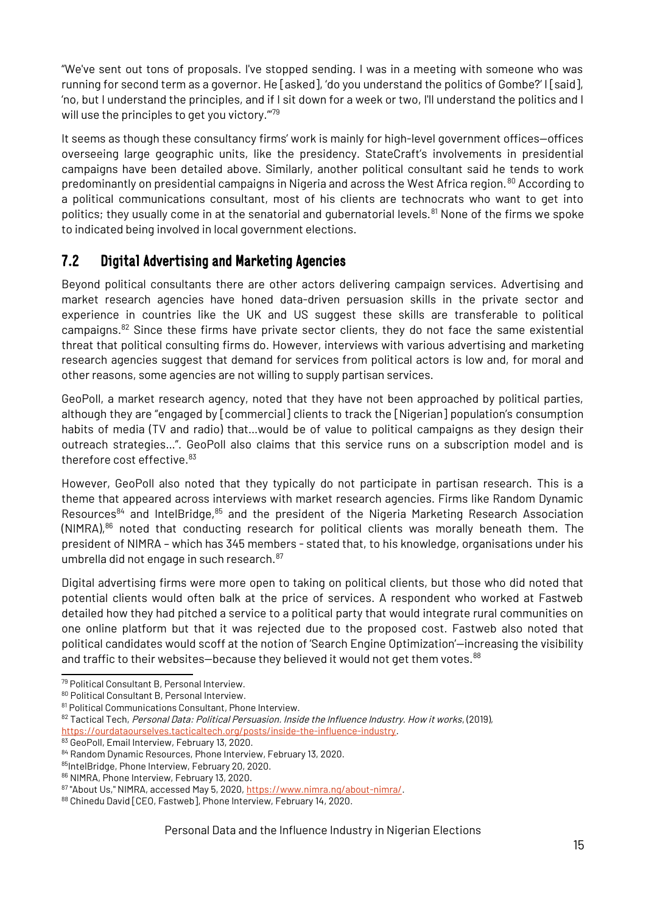"We've sent out tons of proposals. I've stopped sending. I was in a meeting with someone who was running for second term as a governor. He [asked], 'do you understand the politics of Gombe?' I [said], 'no, but I understand the principles, and if I sit down for a week or two, I'll understand the politics and I will use the principles to get you victory.'"[79]

It seems as though these consultancy firms' work is mainly for high-level government offices—offices overseeing large geographic units, like the presidency. StateCraft's involvements in presidential campaigns have been detailed above. Similarly, another political consultant said he tends to work predominantly on presidential campaigns in Nigeria and across the West Africa region.[80] According to a political communications consultant, most of his clients are technocrats who want to get into politics; they usually come in at the senatorial and gubernatorial levels.[81] None of the firms we spoke to indicated being involved in local government elections.

## 7.2 Digital Advertising and Marketing Agencies

Beyond political consultants there are other actors delivering campaign services. Advertising and market research agencies have honed data-driven persuasion skills in the private sector and experience in countries like the UK and US suggest these skills are transferable to political campaigns.[82] Since these firms have private sector clients, they do not face the same existential threat that political consulting firms do. However, interviews with various advertising and marketing research agencies suggest that demand for services from political actors is low and, for moral and other reasons, some agencies are not willing to supply partisan services.

GeoPoll, a market research agency, noted that they have not been approached by political parties, although they are "engaged by [commercial] clients to track the [Nigerian] population's consumption habits of media (TV and radio) that...would be of value to political campaigns as they design their outreach strategies...". GeoPoll also claims that this service runs on a subscription model and is therefore cost effective.[83]

However, GeoPoll also noted that they typically do not participate in partisan research. This is a theme that appeared across interviews with market research agencies. Firms like Random Dynamic Resources[84] and IntelBridge,[85] and the president of the Nigeria Marketing Research Association (NIMRA),[86] noted that conducting research for political clients was morally beneath them. The president of NIMRA – which has 345 members - stated that, to his knowledge, organisations under his umbrella did not engage in such research.[87]

Digital advertising firms were more open to taking on political clients, but those who did noted that potential clients would often balk at the price of services. A respondent who worked at Fastweb detailed how they had pitched a service to a political party that would integrate rural communities on one online platform but that it was rejected due to the proposed cost. Fastweb also noted that political candidates would scoff at the notion of 'Search Engine Optimization'—increasing the visibility and traffic to their websites—because they believed it would not get them votes.[88]

---

[79] Political Consultant B, Personal Interview.

[80] Political Consultant B, Personal Interview.

[81] Political Communications Consultant, Phone Interview.

[82] Tactical Tech, *Personal Data: Political Persuasion. Inside the Influence Industry. How it works*, (2019), https://ourdataourselves.tacticaltech.org/posts/inside-the-influence-industry.

[83] GeoPoll, Email Interview, February 13, 2020.

[84] Random Dynamic Resources, Phone Interview, February 13, 2020.

[85] IntelBridge, Phone Interview, February 20, 2020.

[86] NIMRA, Phone Interview, February 13, 2020.

[87] "About Us," NIMRA, accessed May 5, 2020, https://www.nimra.ng/about-nimra/.

[88] Chinedu David [CEO, Fastweb], Phone Interview, February 14, 2020.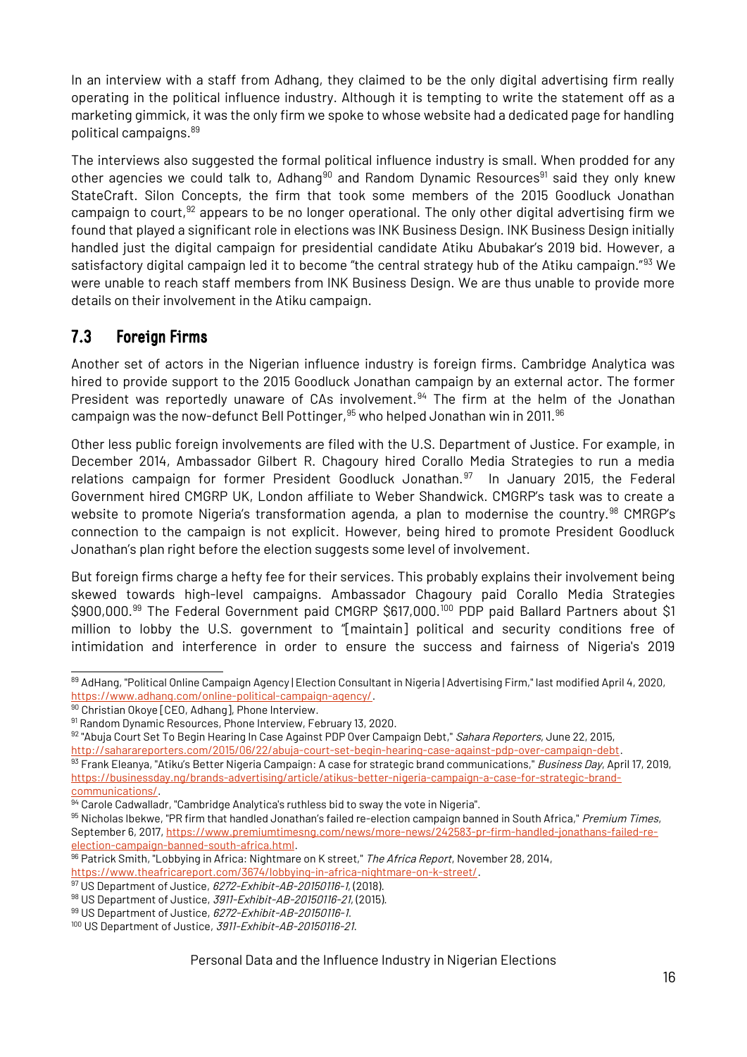In an interview with a staff from Adhang, they claimed to be the only digital advertising firm really operating in the political influence industry. Although it is tempting to write the statement off as a marketing gimmick, it was the only firm we spoke to whose website had a dedicated page for handling political campaigns.[89]

The interviews also suggested the formal political influence industry is small. When prodded for any other agencies we could talk to, Adhang[90] and Random Dynamic Resources[91] said they only knew StateCraft. Silon Concepts, the firm that took some members of the 2015 Goodluck Jonathan campaign to court,[92] appears to be no longer operational. The only other digital advertising firm we found that played a significant role in elections was INK Business Design. INK Business Design initially handled just the digital campaign for presidential candidate Atiku Abubakar's 2019 bid. However, a satisfactory digital campaign led it to become "the central strategy hub of the Atiku campaign."[93] We were unable to reach staff members from INK Business Design. We are thus unable to provide more details on their involvement in the Atiku campaign.

## 7.3 Foreign Firms

Another set of actors in the Nigerian influence industry is foreign firms. Cambridge Analytica was hired to provide support to the 2015 Goodluck Jonathan campaign by an external actor. The former President was reportedly unaware of CAs involvement.[94] The firm at the helm of the Jonathan campaign was the now-defunct Bell Pottinger,[95] who helped Jonathan win in 2011.[96]

Other less public foreign involvements are filed with the U.S. Department of Justice. For example, in December 2014, Ambassador Gilbert R. Chagoury hired Corallo Media Strategies to run a media relations campaign for former President Goodluck Jonathan.[97] In January 2015, the Federal Government hired CMGRP UK, London affiliate to Weber Shandwick. CMGRP's task was to create a website to promote Nigeria's transformation agenda, a plan to modernise the country.[98] CMRGP's connection to the campaign is not explicit. However, being hired to promote President Goodluck Jonathan's plan right before the election suggests some level of involvement.

But foreign firms charge a hefty fee for their services. This probably explains their involvement being skewed towards high-level campaigns. Ambassador Chagoury paid Corallo Media Strategies $900,000.[99] The Federal Government paid CMGRP $617,000.[100] PDP paid Ballard Partners about $1 million to lobby the U.S. government to "[maintain] political and security conditions free of intimidation and interference in order to ensure the success and fairness of Nigeria's 2019

---

[89] AdHang, "Political Online Campaign Agency | Election Consultant in Nigeria | Advertising Firm," last modified April 4, 2020, https://www.adhang.com/online-political-campaign-agency/.

[90] Christian Okoye [CEO, Adhang], Phone Interview.

[91] Random Dynamic Resources, Phone Interview, February 13, 2020.

[92] "Abuja Court Set To Begin Hearing In Case Against PDP Over Campaign Debt," *Sahara Reporters*, June 22, 2015, http://saharareporters.com/2015/06/22/abuja-court-set-begin-hearing-case-against-pdp-over-campaign-debt.

[93] Frank Eleanya, "Atiku's Better Nigeria Campaign: A case for strategic brand communications," *Business Day*, April 17, 2019, https://businessday.ng/brands-advertising/article/atikus-better-nigeria-campaign-a-case-for-strategic-brand-communications/.

[94] Carole Cadwalladr, "Cambridge Analytica's ruthless bid to sway the vote in Nigeria".

[95] Nicholas Ibekwe, "PR firm that handled Jonathan's failed re-election campaign banned in South Africa," *Premium Times*, September 6, 2017, https://www.premiumtimesng.com/news/more-news/242583-pr-firm-handled-jonathans-failed-re-election-campaign-banned-south-africa.html.

[96] Patrick Smith, "Lobbying in Africa: Nightmare on K street," *The Africa Report*, November 28, 2014, https://www.theafricareport.com/3674/lobbying-in-africa-nightmare-on-k-street/.

[97] US Department of Justice, *6272-Exhibit-AB-20150116-1*, (2018).

[98] US Department of Justice, *3911-Exhibit-AB-20150116-21*, (2015).

[99] US Department of Justice, *6272-Exhibit-AB-20150116-1*.

[100] US Department of Justice, *3911-Exhibit-AB-20150116-21*.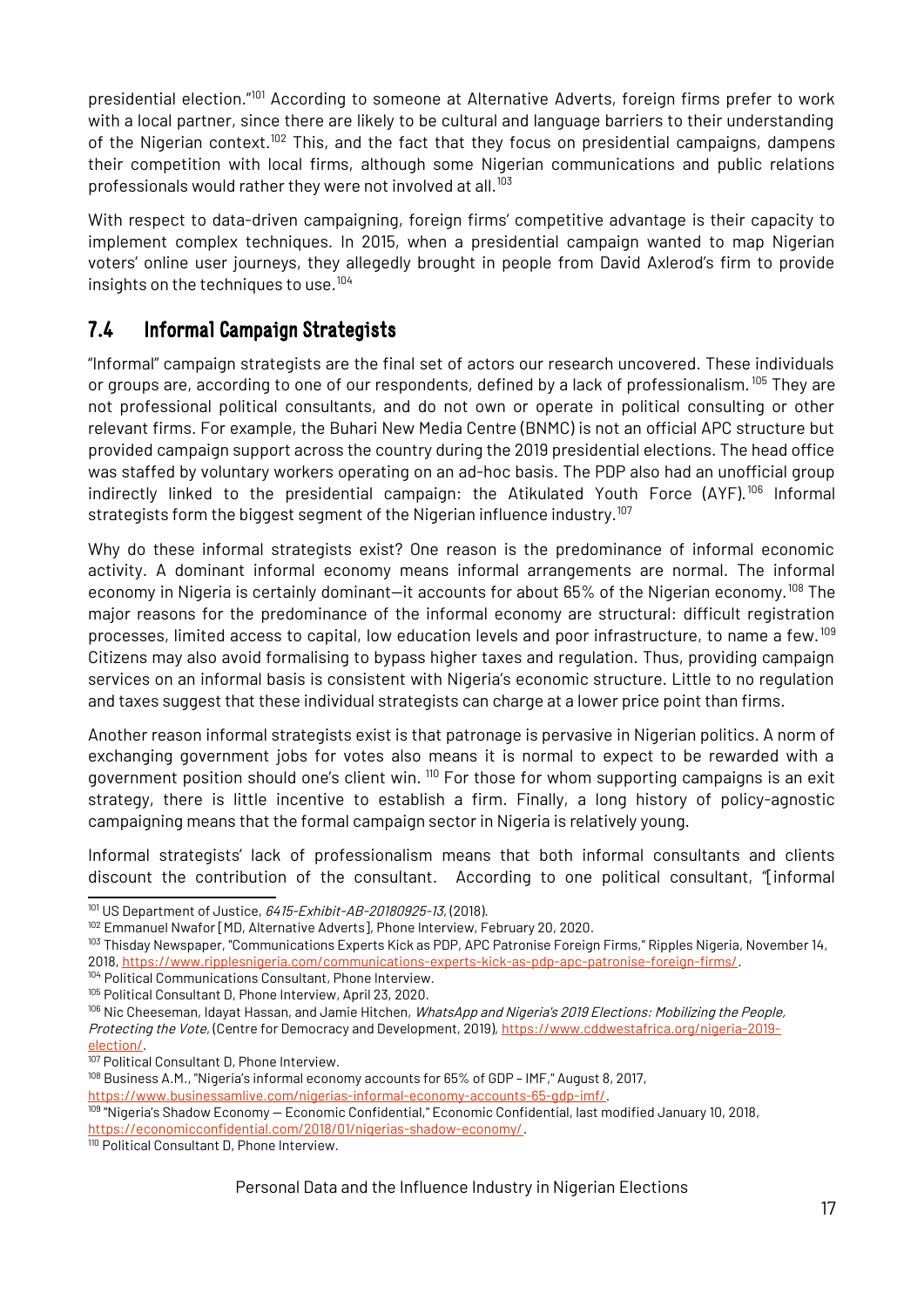presidential election."[101] According to someone at Alternative Adverts, foreign firms prefer to work with a local partner, since there are likely to be cultural and language barriers to their understanding of the Nigerian context.[102] This, and the fact that they focus on presidential campaigns, dampens their competition with local firms, although some Nigerian communications and public relations professionals would rather they were not involved at all.[103]

With respect to data-driven campaigning, foreign firms' competitive advantage is their capacity to implement complex techniques. In 2015, when a presidential campaign wanted to map Nigerian voters' online user journeys, they allegedly brought in people from David Axlerod's firm to provide insights on the techniques to use.[104]

## 7.4 Informal Campaign Strategists

"Informal" campaign strategists are the final set of actors our research uncovered. These individuals or groups are, according to one of our respondents, defined by a lack of professionalism.[105] They are not professional political consultants, and do not own or operate in political consulting or other relevant firms. For example, the Buhari New Media Centre (BNMC) is not an official APC structure but provided campaign support across the country during the 2019 presidential elections. The head office was staffed by voluntary workers operating on an ad-hoc basis. The PDP also had an unofficial group indirectly linked to the presidential campaign: the Atikulated Youth Force (AYF).[106] Informal strategists form the biggest segment of the Nigerian influence industry.[107]

Why do these informal strategists exist? One reason is the predominance of informal economic activity. A dominant informal economy means informal arrangements are normal. The informal economy in Nigeria is certainly dominant—it accounts for about 65% of the Nigerian economy.[108] The major reasons for the predominance of the informal economy are structural: difficult registration processes, limited access to capital, low education levels and poor infrastructure, to name a few.[109] Citizens may also avoid formalising to bypass higher taxes and regulation. Thus, providing campaign services on an informal basis is consistent with Nigeria's economic structure. Little to no regulation and taxes suggest that these individual strategists can charge at a lower price point than firms.

Another reason informal strategists exist is that patronage is pervasive in Nigerian politics. A norm of exchanging government jobs for votes also means it is normal to expect to be rewarded with a government position should one's client win.[110] For those for whom supporting campaigns is an exit strategy, there is little incentive to establish a firm. Finally, a long history of policy-agnostic campaigning means that the formal campaign sector in Nigeria is relatively young.

Informal strategists' lack of professionalism means that both informal consultants and clients discount the contribution of the consultant. According to one political consultant, "[informal

---

[101] US Department of Justice, *6415-Exhibit-AB-20180925-13*, (2018).

[102] Emmanuel Nwafor [MD, Alternative Adverts], Phone Interview, February 20, 2020.

[103] Thisday Newspaper, "Communications Experts Kick as PDP, APC Patronise Foreign Firms," Ripples Nigeria, November 14, 2018, https://www.ripplesnigeria.com/communications-experts-kick-as-pdp-apc-patronise-foreign-firms/.

[104] Political Communications Consultant, Phone Interview.

[105] Political Consultant D, Phone Interview, April 23, 2020.

[106] Nic Cheeseman, Idayat Hassan, and Jamie Hitchen, *WhatsApp and Nigeria's 2019 Elections: Mobilizing the People, Protecting the Vote*, (Centre for Democracy and Development, 2019), https://www.cddwestafrica.org/nigeria-2019-election/.

[107] Political Consultant D, Phone Interview.

[108] Business A.M., "Nigeria's informal economy accounts for 65% of GDP – IMF," August 8, 2017, https://www.businessamlive.com/nigerias-informal-economy-accounts-65-gdp-imf/.

[109] "Nigeria's Shadow Economy — Economic Confidential," Economic Confidential, last modified January 10, 2018, https://economicconfidential.com/2018/01/nigerias-shadow-economy/.

[110] Political Consultant D, Phone Interview.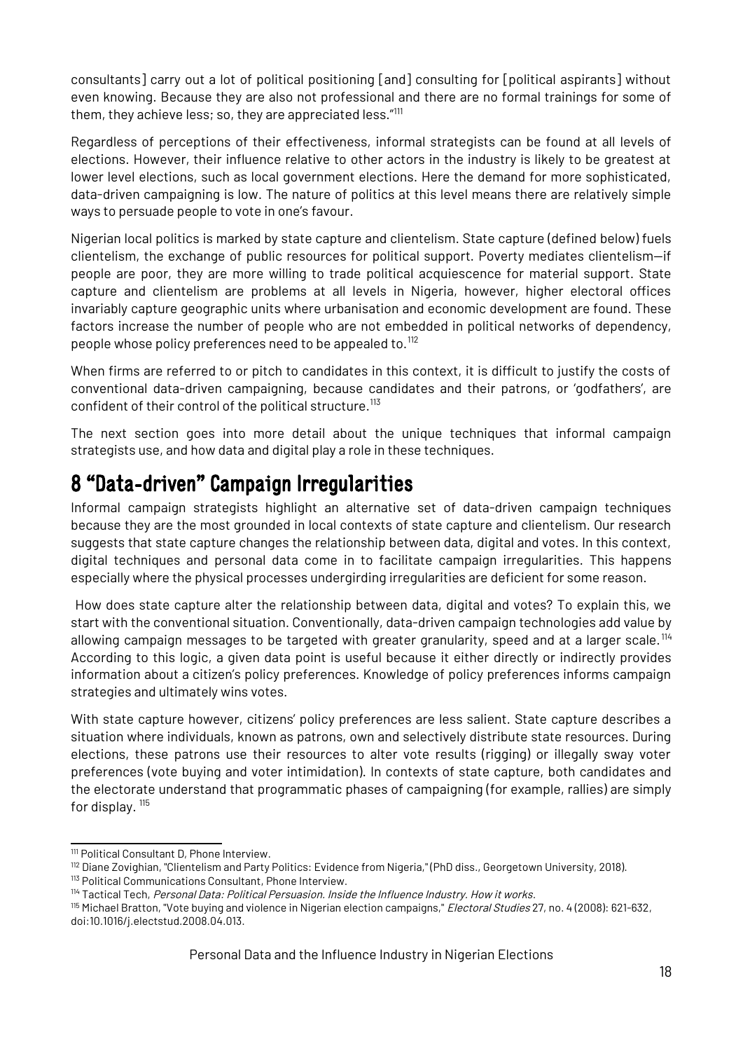consultants] carry out a lot of political positioning [and] consulting for [political aspirants] without even knowing. Because they are also not professional and there are no formal trainings for some of them, they achieve less; so, they are appreciated less."[111]

Regardless of perceptions of their effectiveness, informal strategists can be found at all levels of elections. However, their influence relative to other actors in the industry is likely to be greatest at lower level elections, such as local government elections. Here the demand for more sophisticated, data-driven campaigning is low. The nature of politics at this level means there are relatively simple ways to persuade people to vote in one's favour.

Nigerian local politics is marked by state capture and clientelism. State capture (defined below) fuels clientelism, the exchange of public resources for political support. Poverty mediates clientelism—if people are poor, they are more willing to trade political acquiescence for material support. State capture and clientelism are problems at all levels in Nigeria, however, higher electoral offices invariably capture geographic units where urbanisation and economic development are found. These factors increase the number of people who are not embedded in political networks of dependency, people whose policy preferences need to be appealed to.[112]

When firms are referred to or pitch to candidates in this context, it is difficult to justify the costs of conventional data-driven campaigning, because candidates and their patrons, or 'godfathers', are confident of their control of the political structure.[113]

The next section goes into more detail about the unique techniques that informal campaign strategists use, and how data and digital play a role in these techniques.

# 8 "Data-driven" Campaign Irregularities

Informal campaign strategists highlight an alternative set of data-driven campaign techniques because they are the most grounded in local contexts of state capture and clientelism. Our research suggests that state capture changes the relationship between data, digital and votes. In this context, digital techniques and personal data come in to facilitate campaign irregularities. This happens especially where the physical processes undergirding irregularities are deficient for some reason.

How does state capture alter the relationship between data, digital and votes? To explain this, we start with the conventional situation. Conventionally, data-driven campaign technologies add value by allowing campaign messages to be targeted with greater granularity, speed and at a larger scale.[114] According to this logic, a given data point is useful because it either directly or indirectly provides information about a citizen's policy preferences. Knowledge of policy preferences informs campaign strategies and ultimately wins votes.

With state capture however, citizens' policy preferences are less salient. State capture describes a situation where individuals, known as patrons, own and selectively distribute state resources. During elections, these patrons use their resources to alter vote results (rigging) or illegally sway voter preferences (vote buying and voter intimidation). In contexts of state capture, both candidates and the electorate understand that programmatic phases of campaigning (for example, rallies) are simply for display.[115]

---

[111] Political Consultant D, Phone Interview.

[112] Diane Zovighian, "Clientelism and Party Politics: Evidence from Nigeria," (PhD diss., Georgetown University, 2018).

[113] Political Communications Consultant, Phone Interview.

[114] Tactical Tech, *Personal Data: Political Persuasion. Inside the Influence Industry. How it works*.

[115] Michael Bratton, "Vote buying and violence in Nigerian election campaigns," *Electoral Studies* 27, no. 4 (2008): 621-632, doi:10.1016/j.electstud.2008.04.013.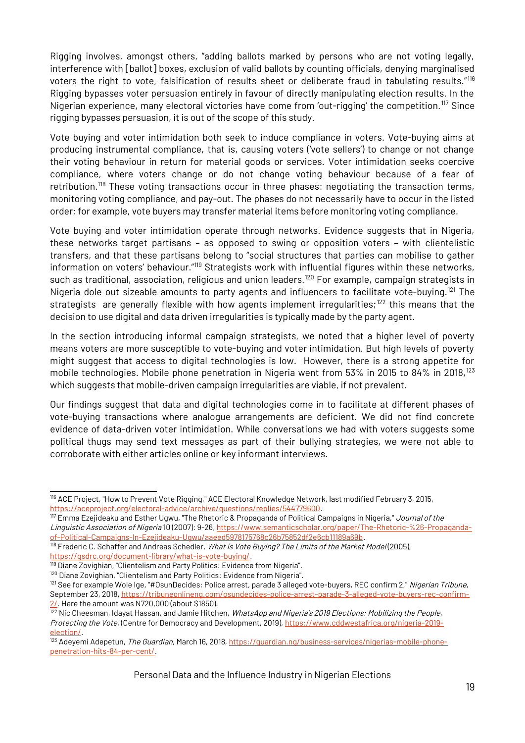Rigging involves, amongst others, "adding ballots marked by persons who are not voting legally, interference with [ballot] boxes, exclusion of valid ballots by counting officials, denying marginalised voters the right to vote, falsification of results sheet or deliberate fraud in tabulating results."[116] Rigging bypasses voter persuasion entirely in favour of directly manipulating election results. In the Nigerian experience, many electoral victories have come from 'out-rigging' the competition.[117] Since rigging bypasses persuasion, it is out of the scope of this study.

Vote buying and voter intimidation both seek to induce compliance in voters. Vote-buying aims at producing instrumental compliance, that is, causing voters ('vote sellers') to change or not change their voting behaviour in return for material goods or services. Voter intimidation seeks coercive compliance, where voters change or do not change voting behaviour because of a fear of retribution.[118] These voting transactions occur in three phases: negotiating the transaction terms, monitoring voting compliance, and pay-out. The phases do not necessarily have to occur in the listed order; for example, vote buyers may transfer material items before monitoring voting compliance.

Vote buying and voter intimidation operate through networks. Evidence suggests that in Nigeria, these networks target partisans – as opposed to swing or opposition voters – with clientelistic transfers, and that these partisans belong to "social structures that parties can mobilise to gather information on voters' behaviour."[119] Strategists work with influential figures within these networks, such as traditional, association, religious and union leaders.[120] For example, campaign strategists in Nigeria dole out sizeable amounts to party agents and influencers to facilitate vote-buying.[121] The strategists are generally flexible with how agents implement irregularities;[122] this means that the decision to use digital and data driven irregularities is typically made by the party agent.

In the section introducing informal campaign strategists, we noted that a higher level of poverty means voters are more susceptible to vote-buying and voter intimidation. But high levels of poverty might suggest that access to digital technologies is low. However, there is a strong appetite for mobile technologies. Mobile phone penetration in Nigeria went from 53% in 2015 to 84% in 2018,[123] which suggests that mobile-driven campaign irregularities are viable, if not prevalent.

Our findings suggest that data and digital technologies come in to facilitate at different phases of vote-buying transactions where analogue arrangements are deficient. We did not find concrete evidence of data-driven voter intimidation. While conversations we had with voters suggests some political thugs may send text messages as part of their bullying strategies, we were not able to corroborate with either articles online or key informant interviews.

---

[116] ACE Project, "How to Prevent Vote Rigging," ACE Electoral Knowledge Network, last modified February 3, 2015, https://aceproject.org/electoral-advice/archive/questions/replies/544779600.

[117] Emma Ezejideaku and Esther Ugwu, "The Rhetoric & Propaganda of Political Campaigns in Nigeria," *Journal of the Linguistic Association of Nigeria* 10 (2007): 9-26, https://www.semanticscholar.org/paper/The-Rhetoric-%26-Propaganda-of-Political-Campaigns-In-Ezejideaku-Ugwu/aaeed5978175768c26b75852df2e6cb11189a69b.

[118] Frederic C. Schaffer and Andreas Schedler, *What is Vote Buying? The Limits of the Market Model* (2005), https://gsdrc.org/document-library/what-is-vote-buying/.

[119] Diane Zovighian, "Clientelism and Party Politics: Evidence from Nigeria".

[120] Diane Zovighian, "Clientelism and Party Politics: Evidence from Nigeria".

[121] See for example Wole Ige, "#OsunDecides: Police arrest, parade 3 alleged vote-buyers, REC confirm 2," *Nigerian Tribune*, September 23, 2018, https://tribuneonlineng.com/osundecides-police-arrest-parade-3-alleged-vote-buyers-rec-confirm-2/. Here the amount was N720,000 (about $1850).

[122] Nic Cheesman, Idayat Hassan, and Jamie Hitchen, *WhatsApp and Nigeria's 2019 Elections: Mobilizing the People, Protecting the Vote*, (Centre for Democracy and Development, 2019), https://www.cddwestafrica.org/nigeria-2019-election/.

[123] Adeyemi Adepetun, *The Guardian*, March 16, 2018, https://guardian.ng/business-services/nigerias-mobile-phone-penetration-hits-84-per-cent/.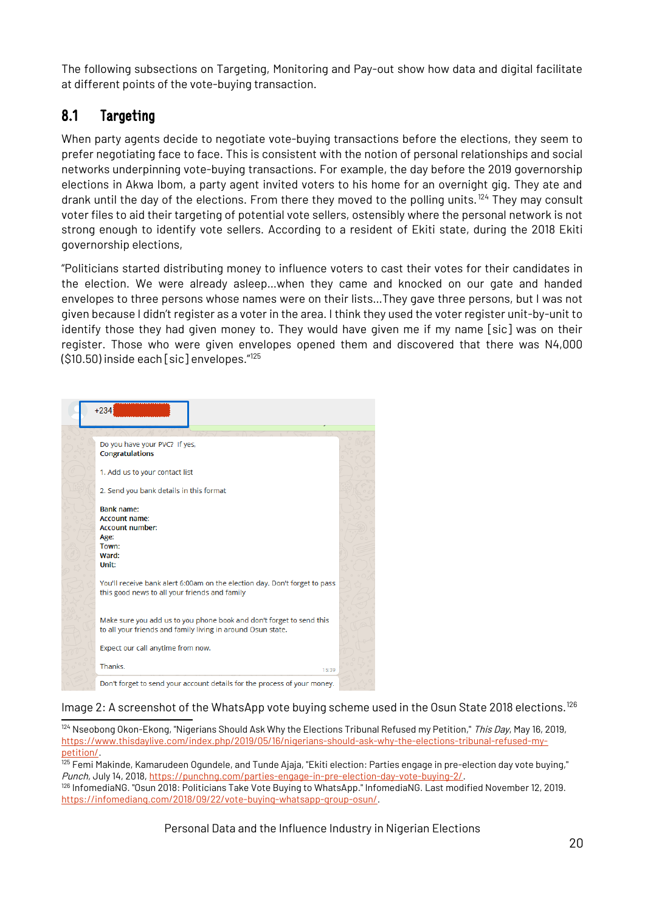The following subsections on Targeting, Monitoring and Pay-out show how data and digital facilitate at different points of the vote-buying transaction.

## 8.1 Targeting

When party agents decide to negotiate vote-buying transactions before the elections, they seem to prefer negotiating face to face. This is consistent with the notion of personal relationships and social networks underpinning vote-buying transactions. For example, the day before the 2019 governorship elections in Akwa Ibom, a party agent invited voters to his home for an overnight gig. They ate and drank until the day of the elections. From there they moved to the polling units.[124] They may consult voter files to aid their targeting of potential vote sellers, ostensibly where the personal network is not strong enough to identify vote sellers. According to a resident of Ekiti state, during the 2018 Ekiti governorship elections,

"Politicians started distributing money to influence voters to cast their votes for their candidates in the election. We were already asleep…when they came and knocked on our gate and handed envelopes to three persons whose names were on their lists…They gave three persons, but I was not given because I didn't register as a voter in the area. I think they used the voter register unit-by-unit to identify those they had given money to. They would have given me if my name [sic] was on their register. Those who were given envelopes opened them and discovered that there was N4,000 ($10.50) inside each [sic] envelopes."[125]

+234

Do you have your PVC? If yes,
**Congratulations**

1. Add us to your contact list

2. Send you bank details in this format

**Bank name:**
**Account name:**
**Account number:**
**Age:**
**Town:**
**Ward:**
**Unit:**

You'll receive bank alert 6:00am on the election day. Don't forget to pass this good news to all your friends and family

Make sure you add us to you phone book and don't forget to send this to all your friends and family living in around Osun state.

Expect our call anytime from now.

Thanks. 15:39

Don't forget to send your account details for the process of your money.

Image 2: A screenshot of the WhatsApp vote buying scheme used in the Osun State 2018 elections.[126]

---

[124] Nseobong Okon-Ekong, "Nigerians Should Ask Why the Elections Tribunal Refused my Petition," *This Day*, May 16, 2019, https://www.thisdaylive.com/index.php/2019/05/16/nigerians-should-ask-why-the-elections-tribunal-refused-my-petition/.

[125] Femi Makinde, Kamarudeen Ogundele, and Tunde Ajaja, "Ekiti election: Parties engage in pre-election day vote buying," *Punch*, July 14, 2018, https://punchng.com/parties-engage-in-pre-election-day-vote-buying-2/.

[126] InfomediaNG. "Osun 2018: Politicians Take Vote Buying to WhatsApp." InfomediaNG. Last modified November 12, 2019. https://infomediang.com/2018/09/22/vote-buying-whatsapp-group-osun/.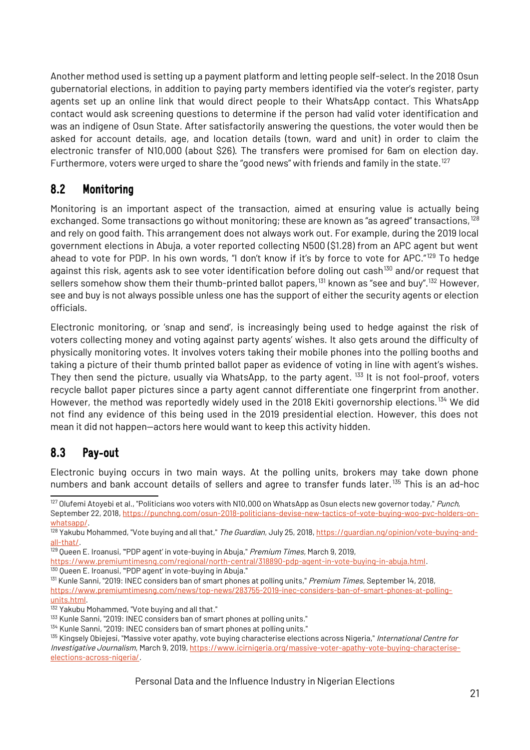Another method used is setting up a payment platform and letting people self-select. In the 2018 Osun gubernatorial elections, in addition to paying party members identified via the voter's register, party agents set up an online link that would direct people to their WhatsApp contact. This WhatsApp contact would ask screening questions to determine if the person had valid voter identification and was an indigene of Osun State. After satisfactorily answering the questions, the voter would then be asked for account details, age, and location details (town, ward and unit) in order to claim the electronic transfer of N10,000 (about $26). The transfers were promised for 6am on election day. Furthermore, voters were urged to share the "good news" with friends and family in the state.[127]

## 8.2 Monitoring

Monitoring is an important aspect of the transaction, aimed at ensuring value is actually being exchanged. Some transactions go without monitoring; these are known as "as agreed" transactions,[128] and rely on good faith. This arrangement does not always work out. For example, during the 2019 local government elections in Abuja, a voter reported collecting N500 ($1.28) from an APC agent but went ahead to vote for PDP. In his own words, "I don't know if it's by force to vote for APC."[129] To hedge against this risk, agents ask to see voter identification before doling out cash[130] and/or request that sellers somehow show them their thumb-printed ballot papers,[131] known as "see and buy".[132] However, see and buy is not always possible unless one has the support of either the security agents or election officials.

Electronic monitoring, or 'snap and send', is increasingly being used to hedge against the risk of voters collecting money and voting against party agents' wishes. It also gets around the difficulty of physically monitoring votes. It involves voters taking their mobile phones into the polling booths and taking a picture of their thumb printed ballot paper as evidence of voting in line with agent's wishes. They then send the picture, usually via WhatsApp, to the party agent. [133] It is not fool-proof, voters recycle ballot paper pictures since a party agent cannot differentiate one fingerprint from another. However, the method was reportedly widely used in the 2018 Ekiti governorship elections.[134] We did not find any evidence of this being used in the 2019 presidential election. However, this does not mean it did not happen—actors here would want to keep this activity hidden.

## 8.3 Pay-out

Electronic buying occurs in two main ways. At the polling units, brokers may take down phone numbers and bank account details of sellers and agree to transfer funds later.[135] This is an ad-hoc

---

[127] Olufemi Atoyebi et al., "Politicians woo voters with N10,000 on WhatsApp as Osun elects new governor today," *Punch*, September 22, 2018, https://punchng.com/osun-2018-politicians-devise-new-tactics-of-vote-buying-woo-pvc-holders-on-whatsapp/.

[128] Yakubu Mohammed, "Vote buying and all that," *The Guardian*, July 25, 2018, https://guardian.ng/opinion/vote-buying-and-all-that/.

[129] Queen E. Iroanusi, "'PDP agent' in vote-buying in Abuja," *Premium Times*, March 9, 2019, https://www.premiumtimesng.com/regional/north-central/318890-pdp-agent-in-vote-buying-in-abuja.html.

[130] Queen E. Iroanusi, "'PDP agent' in vote-buying in Abuja."

[131] Kunle Sanni, "2019: INEC considers ban of smart phones at polling units," *Premium Times*, September 14, 2018, https://www.premiumtimesng.com/news/top-news/283755-2019-inec-considers-ban-of-smart-phones-at-polling-units.html.

[132] Yakubu Mohammed, "Vote buying and all that."

[133] Kunle Sanni, "2019: INEC considers ban of smart phones at polling units."

[134] Kunle Sanni, "2019: INEC considers ban of smart phones at polling units."

[135] Kingsely Obiejesi, "Massive voter apathy, vote buying characterise elections across Nigeria," *International Centre for Investigative Journalism*, March 9, 2019, https://www.icirnigeria.org/massive-voter-apathy-vote-buying-characterise-elections-across-nigeria/.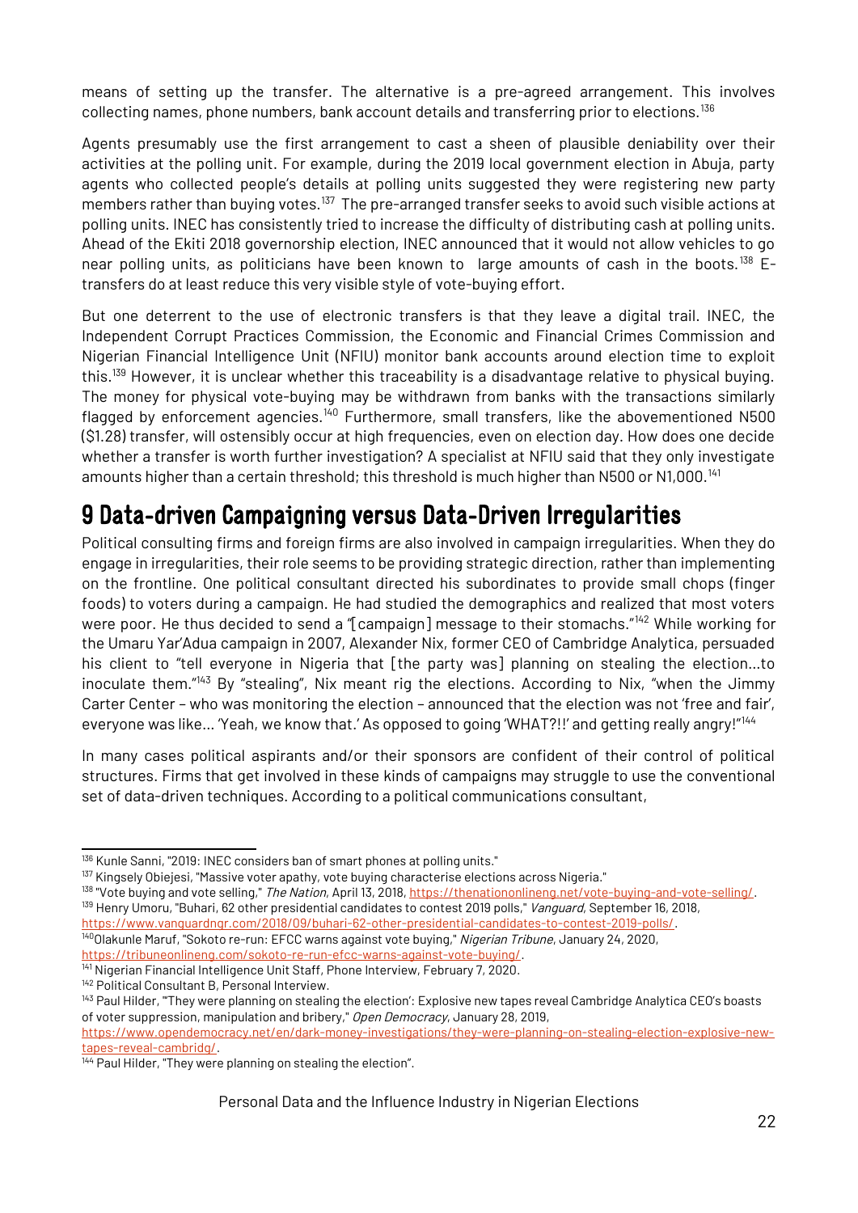means of setting up the transfer. The alternative is a pre-agreed arrangement. This involves collecting names, phone numbers, bank account details and transferring prior to elections.[136]

Agents presumably use the first arrangement to cast a sheen of plausible deniability over their activities at the polling unit. For example, during the 2019 local government election in Abuja, party agents who collected people's details at polling units suggested they were registering new party members rather than buying votes.[137] The pre-arranged transfer seeks to avoid such visible actions at polling units. INEC has consistently tried to increase the difficulty of distributing cash at polling units. Ahead of the Ekiti 2018 governorship election, INEC announced that it would not allow vehicles to go near polling units, as politicians have been known to large amounts of cash in the boots.[138] E-transfers do at least reduce this very visible style of vote-buying effort.

But one deterrent to the use of electronic transfers is that they leave a digital trail. INEC, the Independent Corrupt Practices Commission, the Economic and Financial Crimes Commission and Nigerian Financial Intelligence Unit (NFIU) monitor bank accounts around election time to exploit this.[139] However, it is unclear whether this traceability is a disadvantage relative to physical buying. The money for physical vote-buying may be withdrawn from banks with the transactions similarly flagged by enforcement agencies.[140] Furthermore, small transfers, like the abovementioned N500 ($1.28) transfer, will ostensibly occur at high frequencies, even on election day. How does one decide whether a transfer is worth further investigation? A specialist at NFIU said that they only investigate amounts higher than a certain threshold; this threshold is much higher than N500 or N1,000.[141]

# 9 Data-driven Campaigning versus Data-Driven Irregularities

Political consulting firms and foreign firms are also involved in campaign irregularities. When they do engage in irregularities, their role seems to be providing strategic direction, rather than implementing on the frontline. One political consultant directed his subordinates to provide small chops (finger foods) to voters during a campaign. He had studied the demographics and realized that most voters were poor. He thus decided to send a "[campaign] message to their stomachs."[142] While working for the Umaru Yar'Adua campaign in 2007, Alexander Nix, former CEO of Cambridge Analytica, persuaded his client to "tell everyone in Nigeria that [the party was] planning on stealing the election...to inoculate them."[143] By "stealing", Nix meant rig the elections. According to Nix, "when the Jimmy Carter Center – who was monitoring the election – announced that the election was not 'free and fair', everyone was like... 'Yeah, we know that.' As opposed to going 'WHAT?!!' and getting really angry!"[144]

In many cases political aspirants and/or their sponsors are confident of their control of political structures. Firms that get involved in these kinds of campaigns may struggle to use the conventional set of data-driven techniques. According to a political communications consultant,

---

[136] Kunle Sanni, "2019: INEC considers ban of smart phones at polling units."

[137] Kingsely Obiejesi, "Massive voter apathy, vote buying characterise elections across Nigeria."

[138] "Vote buying and vote selling," *The Nation*, April 13, 2018, https://thenationonlineng.net/vote-buying-and-vote-selling/.

[139] Henry Umoru, "Buhari, 62 other presidential candidates to contest 2019 polls," *Vanguard*, September 16, 2018, https://www.vanguardngr.com/2018/09/buhari-62-other-presidential-candidates-to-contest-2019-polls/.

[140] Olakunle Maruf, "Sokoto re-run: EFCC warns against vote buying," *Nigerian Tribune*, January 24, 2020, https://tribuneonlineng.com/sokoto-re-run-efcc-warns-against-vote-buying/.

[141] Nigerian Financial Intelligence Unit Staff, Phone Interview, February 7, 2020.

[142] Political Consultant B, Personal Interview.

[143] Paul Hilder, "'They were planning on stealing the election': Explosive new tapes reveal Cambridge Analytica CEO's boasts of voter suppression, manipulation and bribery," *Open Democracy*, January 28, 2019, https://www.opendemocracy.net/en/dark-money-investigations/they-were-planning-on-stealing-election-explosive-new-tapes-reveal-cambridg/.

[144] Paul Hilder, "They were planning on stealing the election".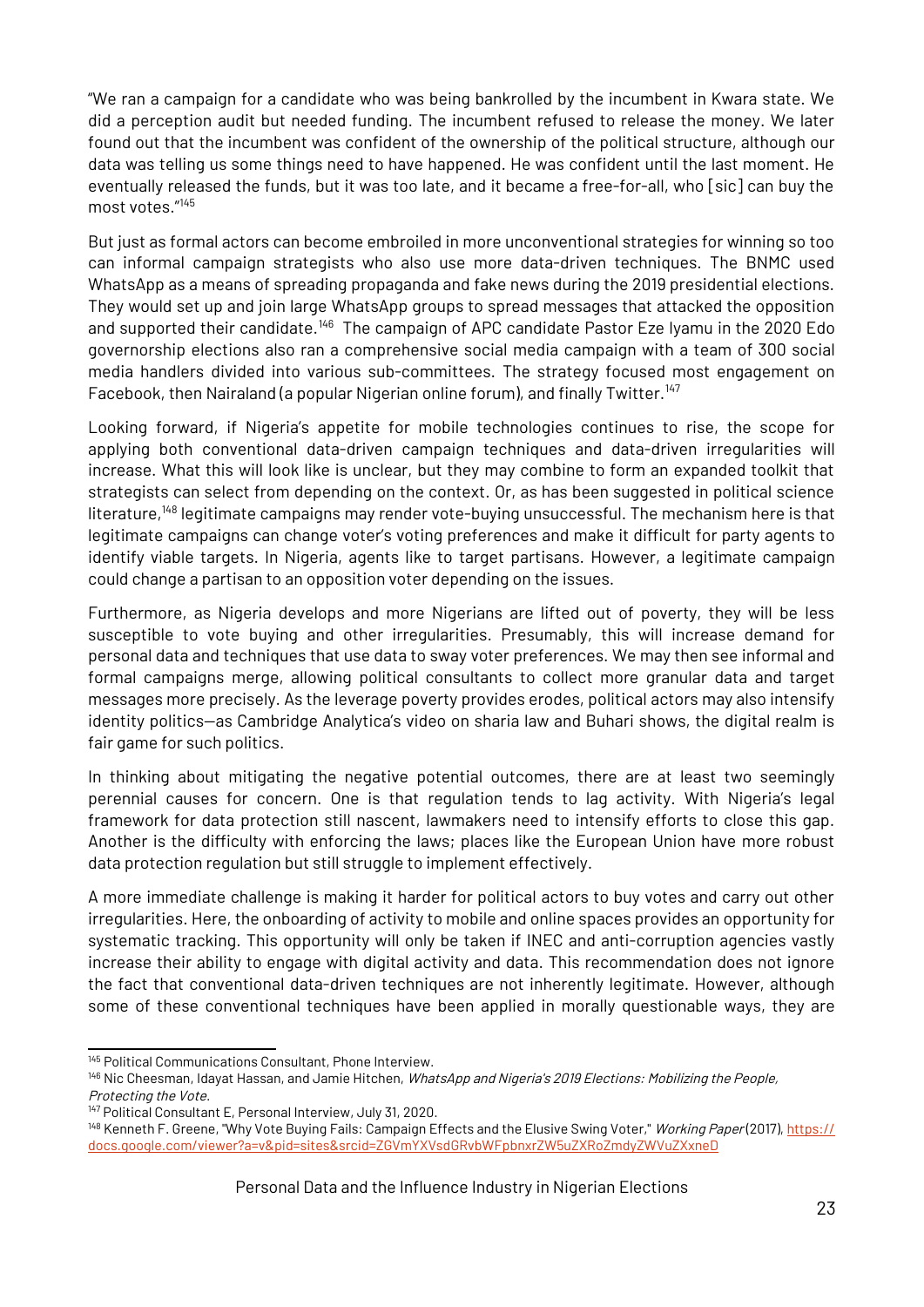"We ran a campaign for a candidate who was being bankrolled by the incumbent in Kwara state. We did a perception audit but needed funding. The incumbent refused to release the money. We later found out that the incumbent was confident of the ownership of the political structure, although our data was telling us some things need to have happened. He was confident until the last moment. He eventually released the funds, but it was too late, and it became a free-for-all, who [sic] can buy the most votes."[145]

But just as formal actors can become embroiled in more unconventional strategies for winning so too can informal campaign strategists who also use more data-driven techniques. The BNMC used WhatsApp as a means of spreading propaganda and fake news during the 2019 presidential elections. They would set up and join large WhatsApp groups to spread messages that attacked the opposition and supported their candidate.[146] The campaign of APC candidate Pastor Eze Iyamu in the 2020 Edo governorship elections also ran a comprehensive social media campaign with a team of 300 social media handlers divided into various sub-committees. The strategy focused most engagement on Facebook, then Nairaland (a popular Nigerian online forum), and finally Twitter.[147]

Looking forward, if Nigeria's appetite for mobile technologies continues to rise, the scope for applying both conventional data-driven campaign techniques and data-driven irregularities will increase. What this will look like is unclear, but they may combine to form an expanded toolkit that strategists can select from depending on the context. Or, as has been suggested in political science literature,[148] legitimate campaigns may render vote-buying unsuccessful. The mechanism here is that legitimate campaigns can change voter's voting preferences and make it difficult for party agents to identify viable targets. In Nigeria, agents like to target partisans. However, a legitimate campaign could change a partisan to an opposition voter depending on the issues.

Furthermore, as Nigeria develops and more Nigerians are lifted out of poverty, they will be less susceptible to vote buying and other irregularities. Presumably, this will increase demand for personal data and techniques that use data to sway voter preferences. We may then see informal and formal campaigns merge, allowing political consultants to collect more granular data and target messages more precisely. As the leverage poverty provides erodes, political actors may also intensify identity politics—as Cambridge Analytica's video on sharia law and Buhari shows, the digital realm is fair game for such politics.

In thinking about mitigating the negative potential outcomes, there are at least two seemingly perennial causes for concern. One is that regulation tends to lag activity. With Nigeria's legal framework for data protection still nascent, lawmakers need to intensify efforts to close this gap. Another is the difficulty with enforcing the laws; places like the European Union have more robust data protection regulation but still struggle to implement effectively.

A more immediate challenge is making it harder for political actors to buy votes and carry out other irregularities. Here, the onboarding of activity to mobile and online spaces provides an opportunity for systematic tracking. This opportunity will only be taken if INEC and anti-corruption agencies vastly increase their ability to engage with digital activity and data. This recommendation does not ignore the fact that conventional data-driven techniques are not inherently legitimate. However, although some of these conventional techniques have been applied in morally questionable ways, they are

---

[145] Political Communications Consultant, Phone Interview.

[146] Nic Cheesman, Idayat Hassan, and Jamie Hitchen, *WhatsApp and Nigeria's 2019 Elections: Mobilizing the People, Protecting the Vote*.

[147] Political Consultant E, Personal Interview, July 31, 2020.

[148] Kenneth F. Greene, "Why Vote Buying Fails: Campaign Effects and the Elusive Swing Voter," *Working Paper* (2017), https://docs.google.com/viewer?a=v&pid=sites&srcid=ZGVmYXVsdGRvbWFpbnxrZW5uZXRoZmdyZWVuZXxneD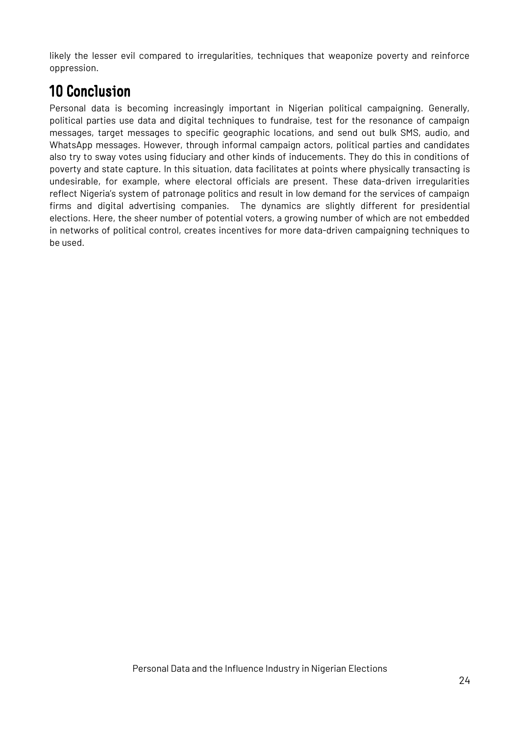likely the lesser evil compared to irregularities, techniques that weaponize poverty and reinforce oppression.

# 10 Conclusion

Personal data is becoming increasingly important in Nigerian political campaigning. Generally, political parties use data and digital techniques to fundraise, test for the resonance of campaign messages, target messages to specific geographic locations, and send out bulk SMS, audio, and WhatsApp messages. However, through informal campaign actors, political parties and candidates also try to sway votes using fiduciary and other kinds of inducements. They do this in conditions of poverty and state capture. In this situation, data facilitates at points where physically transacting is undesirable, for example, where electoral officials are present. These data-driven irregularities reflect Nigeria's system of patronage politics and result in low demand for the services of campaign firms and digital advertising companies. The dynamics are slightly different for presidential elections. Here, the sheer number of potential voters, a growing number of which are not embedded in networks of political control, creates incentives for more data-driven campaigning techniques to be used.